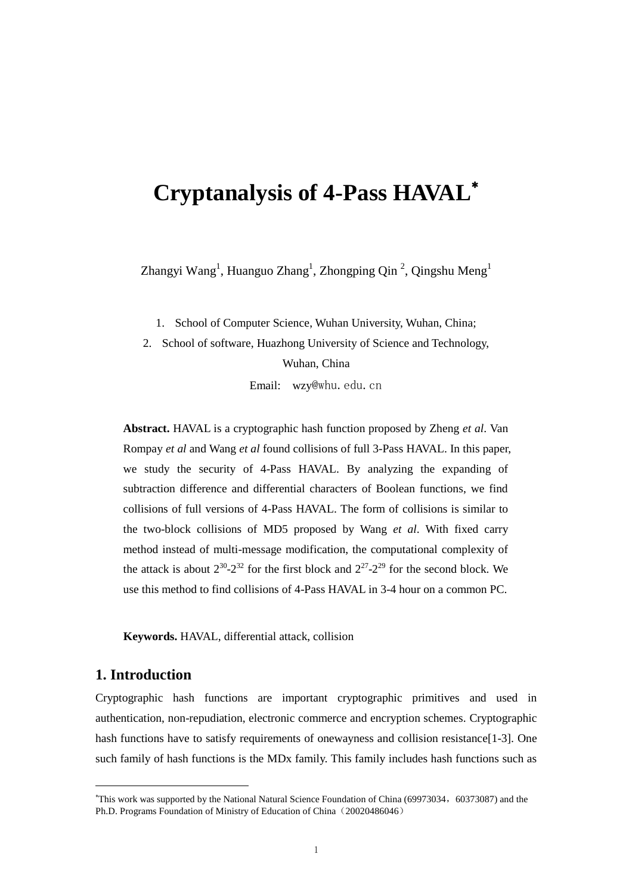# Cryptanalysis of 4-Pass HAVAL*

Zhangyi Wang[1], Huanguo Zhang[1], Zhongping Qin [2], Qingshu Meng[1]

1. School of Computer Science, Wuhan University, Wuhan, China;
2. School of software, Huazhong University of Science and Technology, Wuhan, China

Email: wzy@whu.edu.cn

**Abstract.** HAVAL is a cryptographic hash function proposed by Zheng *et al*. Van Rompay *et al* and Wang *et al* found collisions of full 3-Pass HAVAL. In this paper, we study the security of 4-Pass HAVAL. By analyzing the expanding of subtraction difference and differential characters of Boolean functions, we find collisions of full versions of 4-Pass HAVAL. The form of collisions is similar to the two-block collisions of MD5 proposed by Wang *et al*. With fixed carry method instead of multi-message modification, the computational complexity of the attack is about $2^{30}$-$2^{32}$ for the first block and $2^{27}$-$2^{29}$ for the second block. We use this method to find collisions of 4-Pass HAVAL in 3-4 hour on a common PC.

**Keywords.** HAVAL, differential attack, collision

## 1. Introduction

Cryptographic hash functions are important cryptographic primitives and used in authentication, non-repudiation, electronic commerce and encryption schemes. Cryptographic hash functions have to satisfy requirements of onewayness and collision resistance[1-3]. One such family of hash functions is the MDx family. This family includes hash functions such as

---

*This work was supported by the National Natural Science Foundation of China (69973034，60373087) and the Ph.D. Programs Foundation of Ministry of Education of China（20020486046）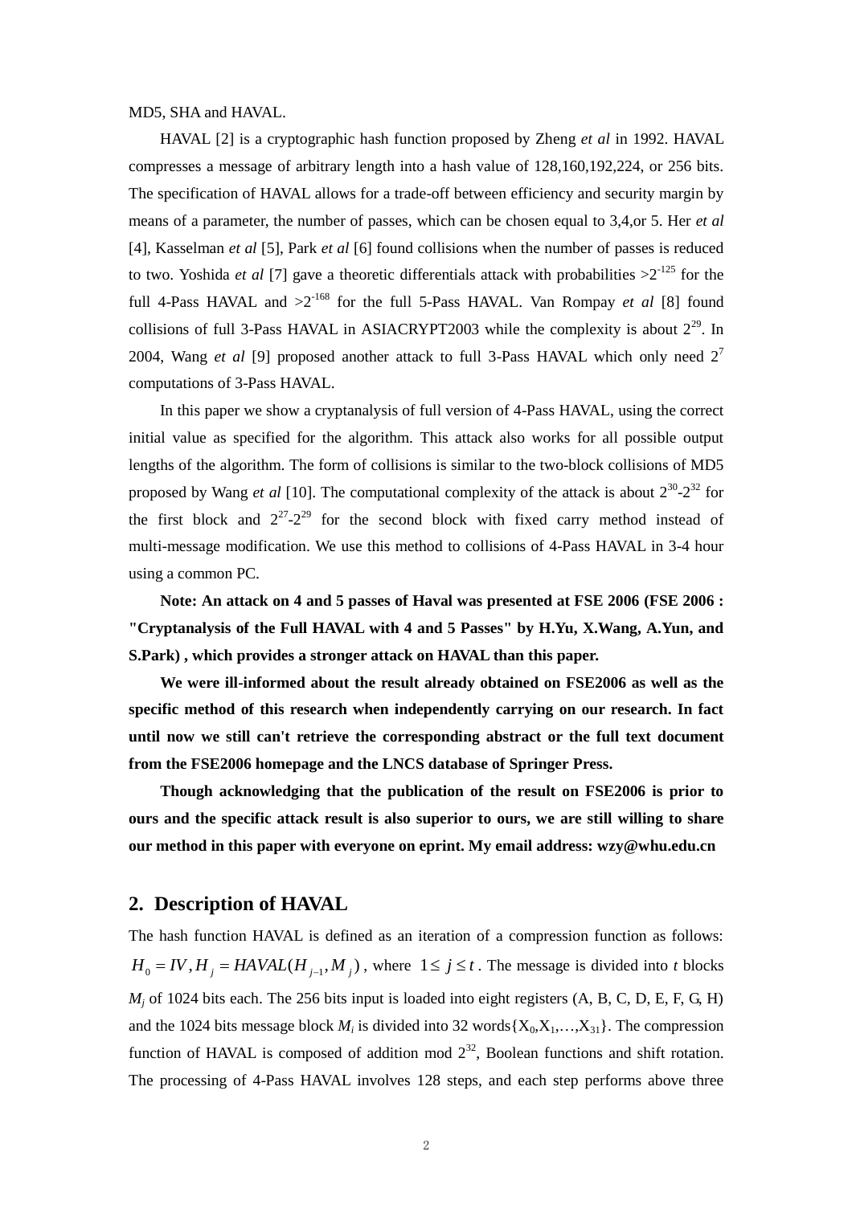MD5, SHA and HAVAL.

HAVAL [2] is a cryptographic hash function proposed by Zheng *et al* in 1992. HAVAL compresses a message of arbitrary length into a hash value of 128,160,192,224, or 256 bits. The specification of HAVAL allows for a trade-off between efficiency and security margin by means of a parameter, the number of passes, which can be chosen equal to 3,4,or 5. Her *et al* [4], Kasselman *et al* [5], Park *et al* [6] found collisions when the number of passes is reduced to two. Yoshida *et al* [7] gave a theoretic differentials attack with probabilities $>2^{-125}$ for the full 4-Pass HAVAL and $>2^{-168}$ for the full 5-Pass HAVAL. Van Rompay *et al* [8] found collisions of full 3-Pass HAVAL in ASIACRYPT2003 while the complexity is about $2^{29}$. In 2004, Wang *et al* [9] proposed another attack to full 3-Pass HAVAL which only need $2^7$ computations of 3-Pass HAVAL.

In this paper we show a cryptanalysis of full version of 4-Pass HAVAL, using the correct initial value as specified for the algorithm. This attack also works for all possible output lengths of the algorithm. The form of collisions is similar to the two-block collisions of MD5 proposed by Wang *et al* [10]. The computational complexity of the attack is about $2^{30}$-$2^{32}$ for the first block and $2^{27}$-$2^{29}$ for the second block with fixed carry method instead of multi-message modification. We use this method to collisions of 4-Pass HAVAL in 3-4 hour using a common PC.

**Note: An attack on 4 and 5 passes of Haval was presented at FSE 2006 (FSE 2006 : "Cryptanalysis of the Full HAVAL with 4 and 5 Passes" by H.Yu, X.Wang, A.Yun, and S.Park) , which provides a stronger attack on HAVAL than this paper.**

**We were ill-informed about the result already obtained on FSE2006 as well as the specific method of this research when independently carrying on our research. In fact until now we still can't retrieve the corresponding abstract or the full text document from the FSE2006 homepage and the LNCS database of Springer Press.**

**Though acknowledging that the publication of the result on FSE2006 is prior to ours and the specific attack result is also superior to ours, we are still willing to share our method in this paper with everyone on eprint. My email address: wzy@whu.edu.cn**

## 2. Description of HAVAL

The hash function HAVAL is defined as an iteration of a compression function as follows: $H_0 = IV, H_j = HAVAL(H_{j-1}, M_j)$, where $1 \le j \le t$. The message is divided into $t$ blocks $M_j$ of 1024 bits each. The 256 bits input is loaded into eight registers (A, B, C, D, E, F, G, H) and the 1024 bits message block $M_i$ is divided into 32 words$\{X_0, X_1, \ldots, X_{31}\}$. The compression function of HAVAL is composed of addition mod $2^{32}$, Boolean functions and shift rotation. The processing of 4-Pass HAVAL involves 128 steps, and each step performs above three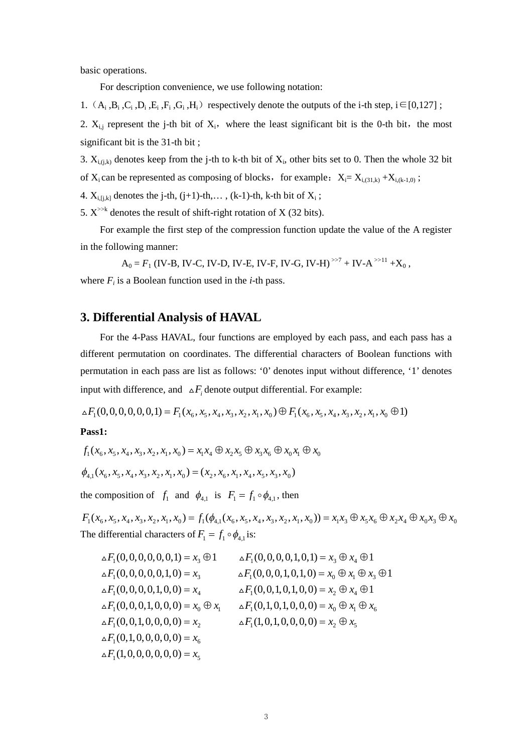basic operations.

For description convenience, we use following notation:

1.（$A_i$ ,$B_i$ ,$C_i$ ,$D_i$ ,$E_i$ ,$F_i$ ,$G_i$ ,$H_i$）respectively denote the outputs of the i-th step, i∈[0,127] ;

2. $X_{i,j}$ represent the j-th bit of $X_i$，where the least significant bit is the 0-th bit，the most significant bit is the 31-th bit ;

3. $X_{i,(j,k)}$ denotes keep from the j-th to k-th bit of $X_i$, other bits set to 0. Then the whole 32 bit of $X_i$ can be represented as composing of blocks，for example：$X_i = X_{i,(31,k)} + X_{i,(k-1,0)}$ ;

4. $X_{i,[j,k]}$ denotes the j-th, (j+1)-th,… , (k-1)-th, k-th bit of $X_i$ ;

5. $X^{>>k}$ denotes the result of shift-right rotation of X (32 bits).

For example the first step of the compression function update the value of the A register in the following manner:

$$A_0 = F_1\,(\text{IV-B, IV-C, IV-D, IV-E, IV-F, IV-G, IV-H})^{>>7} + \text{IV-A}^{>>11} + X_0\,,$$

where $F_i$ is a Boolean function used in the $i$-th pass.

## 3. Differential Analysis of HAVAL

For the 4-Pass HAVAL, four functions are employed by each pass, and each pass has a different permutation on coordinates. The differential characters of Boolean functions with permutation in each pass are list as follows: '0' denotes input without difference, '1' denotes input with difference, and $\vartriangle F_i$ denote output differential. For example:

$$\vartriangle F_1(0,0,0,0,0,0,1) = F_1(x_6,x_5,x_4,x_3,x_2,x_1,x_0) \oplus F_1(x_6,x_5,x_4,x_3,x_2,x_1,x_0 \oplus 1)$$

**Pass1:**

$$f_1(x_6,x_5,x_4,x_3,x_2,x_1,x_0) = x_1x_4 \oplus x_2x_5 \oplus x_3x_6 \oplus x_0x_1 \oplus x_0$$

$$\phi_{4,1}(x_6,x_5,x_4,x_3,x_2,x_1,x_0) = (x_2,x_6,x_1,x_4,x_5,x_3,x_0)$$

the composition of $f_1$ and $\phi_{4,1}$ is $F_1 = f_1 \circ \phi_{4,1}$, then

$$F_1(x_6,x_5,x_4,x_3,x_2,x_1,x_0) = f_1(\phi_{4,1}(x_6,x_5,x_4,x_3,x_2,x_1,x_0)) = x_1x_3 \oplus x_5x_6 \oplus x_2x_4 \oplus x_0x_3 \oplus x_0$$

The differential characters of $F_1 = f_1 \circ \phi_{4,1}$ is:

$$\vartriangle F_1(0,0,0,0,0,0,1) = x_3 \oplus 1 \qquad \vartriangle F_1(0,0,0,0,1,0,1) = x_3 \oplus x_4 \oplus 1$$

$$\vartriangle F_1(0,0,0,0,0,1,0) = x_3 \qquad \vartriangle F_1(0,0,0,1,0,1,0) = x_0 \oplus x_1 \oplus x_3 \oplus 1$$

$$\vartriangle F_1(0,0,0,0,1,0,0) = x_4 \qquad \vartriangle F_1(0,0,1,0,1,0,0) = x_2 \oplus x_4 \oplus 1$$

$$\vartriangle F_1(0,0,0,1,0,0,0) = x_0 \oplus x_1 \qquad \vartriangle F_1(0,1,0,1,0,0,0) = x_0 \oplus x_1 \oplus x_6$$

$$\vartriangle F_1(0,0,1,0,0,0,0) = x_2 \qquad \vartriangle F_1(1,0,1,0,0,0,0) = x_2 \oplus x_5$$

$$\vartriangle F_1(0,1,0,0,0,0,0) = x_6$$

$$\vartriangle F_1(1,0,0,0,0,0,0) = x_5$$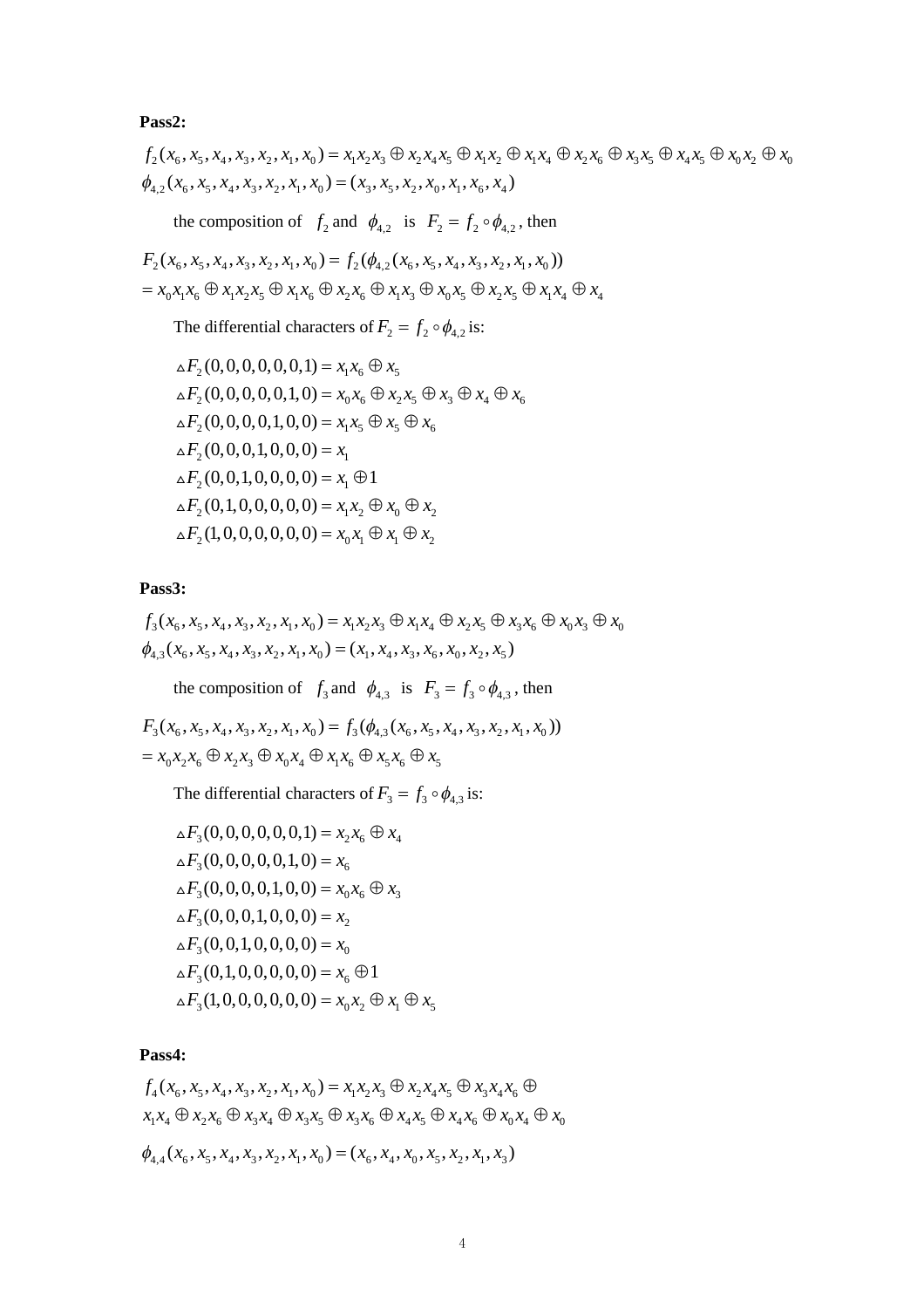**Pass2:**

$$f_2(x_6,x_5,x_4,x_3,x_2,x_1,x_0) = x_1x_2x_3 \oplus x_2x_4x_5 \oplus x_1x_2 \oplus x_1x_4 \oplus x_2x_6 \oplus x_3x_5 \oplus x_4x_5 \oplus x_0x_2 \oplus x_0$$

$$\phi_{4,2}(x_6,x_5,x_4,x_3,x_2,x_1,x_0) = (x_3,x_5,x_2,x_0,x_1,x_6,x_4)$$

the composition of $f_2$ and $\phi_{4,2}$ is $F_2 = f_2 \circ \phi_{4,2}$, then

$$F_2(x_6,x_5,x_4,x_3,x_2,x_1,x_0) = f_2(\phi_{4,2}(x_6,x_5,x_4,x_3,x_2,x_1,x_0))$$
$$= x_0x_1x_6 \oplus x_1x_2x_5 \oplus x_1x_6 \oplus x_2x_6 \oplus x_1x_3 \oplus x_0x_5 \oplus x_2x_5 \oplus x_1x_4 \oplus x_4$$

The differential characters of $F_2 = f_2 \circ \phi_{4,2}$ is:

$$\vartriangle F_2(0,0,0,0,0,0,1) = x_1x_6 \oplus x_5$$
$$\vartriangle F_2(0,0,0,0,0,1,0) = x_0x_6 \oplus x_2x_5 \oplus x_3 \oplus x_4 \oplus x_6$$
$$\vartriangle F_2(0,0,0,0,1,0,0) = x_1x_5 \oplus x_5 \oplus x_6$$
$$\vartriangle F_2(0,0,0,1,0,0,0) = x_1$$
$$\vartriangle F_2(0,0,1,0,0,0,0) = x_1 \oplus 1$$
$$\vartriangle F_2(0,1,0,0,0,0,0) = x_1x_2 \oplus x_0 \oplus x_2$$
$$\vartriangle F_2(1,0,0,0,0,0,0) = x_0x_1 \oplus x_1 \oplus x_2$$

**Pass3:**

$$f_3(x_6,x_5,x_4,x_3,x_2,x_1,x_0) = x_1x_2x_3 \oplus x_1x_4 \oplus x_2x_5 \oplus x_3x_6 \oplus x_0x_3 \oplus x_0$$

$$\phi_{4,3}(x_6,x_5,x_4,x_3,x_2,x_1,x_0) = (x_1,x_4,x_3,x_6,x_0,x_2,x_5)$$

the composition of $f_3$ and $\phi_{4,3}$ is $F_3 = f_3 \circ \phi_{4,3}$, then

$$F_3(x_6,x_5,x_4,x_3,x_2,x_1,x_0) = f_3(\phi_{4,3}(x_6,x_5,x_4,x_3,x_2,x_1,x_0))$$
$$= x_0x_2x_6 \oplus x_2x_3 \oplus x_0x_4 \oplus x_1x_6 \oplus x_5x_6 \oplus x_5$$

The differential characters of $F_3 = f_3 \circ \phi_{4,3}$ is:

$$\vartriangle F_3(0,0,0,0,0,0,1) = x_2x_6 \oplus x_4$$
$$\vartriangle F_3(0,0,0,0,0,1,0) = x_6$$
$$\vartriangle F_3(0,0,0,0,1,0,0) = x_0x_6 \oplus x_3$$
$$\vartriangle F_3(0,0,0,1,0,0,0) = x_2$$
$$\vartriangle F_3(0,0,1,0,0,0,0) = x_0$$
$$\vartriangle F_3(0,1,0,0,0,0,0) = x_6 \oplus 1$$
$$\vartriangle F_3(1,0,0,0,0,0,0) = x_0x_2 \oplus x_1 \oplus x_5$$

**Pass4:**

$$f_4(x_6,x_5,x_4,x_3,x_2,x_1,x_0) = x_1x_2x_3 \oplus x_2x_4x_5 \oplus x_3x_4x_6 \oplus$$
$$x_1x_4 \oplus x_2x_6 \oplus x_3x_4 \oplus x_3x_5 \oplus x_3x_6 \oplus x_4x_5 \oplus x_4x_6 \oplus x_0x_4 \oplus x_0$$

$$\phi_{4,4}(x_6,x_5,x_4,x_3,x_2,x_1,x_0) = (x_6,x_4,x_0,x_5,x_2,x_1,x_3)$$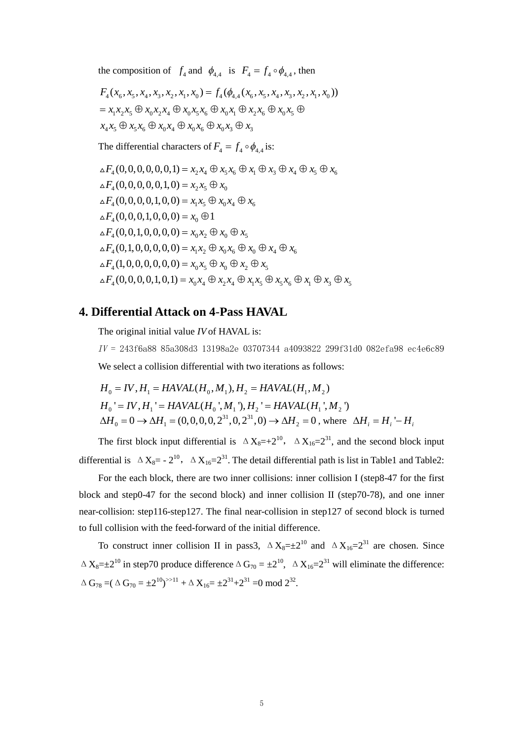the composition of $f_4$ and $\phi_{4,4}$ is $F_4 = f_4 \circ \phi_{4,4}$, then

$$
\begin{aligned}
& F_4(x_6, x_5, x_4, x_3, x_2, x_1, x_0) = f_4(\phi_{4,4}(x_6, x_5, x_4, x_3, x_2, x_1, x_0)) \\
& = x_1 x_2 x_5 \oplus x_0 x_2 x_4 \oplus x_0 x_5 x_6 \oplus x_0 x_1 \oplus x_2 x_6 \oplus x_0 x_5 \oplus \\
& x_4 x_5 \oplus x_5 x_6 \oplus x_0 x_4 \oplus x_0 x_6 \oplus x_0 x_3 \oplus x_3
\end{aligned}
$$

The differential characters of $F_4 = f_4 \circ \phi_{4,4}$ is:

$$
\begin{aligned}
& \vartriangle F_4(0,0,0,0,0,0,1) = x_2 x_4 \oplus x_5 x_6 \oplus x_1 \oplus x_3 \oplus x_4 \oplus x_5 \oplus x_6 \\
& \vartriangle F_4(0,0,0,0,0,1,0) = x_2 x_5 \oplus x_0 \\
& \vartriangle F_4(0,0,0,0,1,0,0) = x_1 x_5 \oplus x_0 x_4 \oplus x_6 \\
& \vartriangle F_4(0,0,0,1,0,0,0) = x_0 \oplus 1 \\
& \vartriangle F_4(0,0,1,0,0,0,0) = x_0 x_2 \oplus x_0 \oplus x_5 \\
& \vartriangle F_4(0,1,0,0,0,0,0) = x_1 x_2 \oplus x_0 x_6 \oplus x_0 \oplus x_4 \oplus x_6 \\
& \vartriangle F_4(1,0,0,0,0,0,0) = x_0 x_5 \oplus x_0 \oplus x_2 \oplus x_5 \\
& \vartriangle F_4(0,0,0,0,1,0,1) = x_0 x_4 \oplus x_2 x_4 \oplus x_1 x_5 \oplus x_5 x_6 \oplus x_1 \oplus x_3 \oplus x_5
\end{aligned}
$$

## 4. Differential Attack on 4-Pass HAVAL

The original initial value *IV* of HAVAL is:

*IV* = 243f6a88 85a308d3 13198a2e 03707344 a4093822 299f31d0 082efa98 ec4e6c89

We select a collision differential with two iterations as follows:

$$
\begin{aligned}
& H_0 = IV, H_1 = HAVAL(H_0, M_1), H_2 = HAVAL(H_1, M_2) \\
& H_0' = IV, H_1' = HAVAL(H_0', M_1'), H_2' = HAVAL(H_1', M_2') \\
& \Delta H_0 = 0 \rightarrow \Delta H_1 = (0,0,0,0,2^{31},0,2^{31},0) \rightarrow \Delta H_2 = 0 \text{, where } \Delta H_i = H_i' - H_i
\end{aligned}
$$

The first block input differential is $\Delta X_8 = +2^{10}$, $\Delta X_{16} = 2^{31}$, and the second block input differential is $\Delta X_8 = -2^{10}$, $\Delta X_{16} = 2^{31}$. The detail differential path is list in Table1 and Table2:

For the each block, there are two inner collisions: inner collision I (step8-47 for the first block and step0-47 for the second block) and inner collision II (step70-78), and one inner near-collision: step116-step127. The final near-collision in step127 of second block is turned to full collision with the feed-forward of the initial difference.

To construct inner collision II in pass3, $\Delta X_8 = \pm 2^{10}$ and $\Delta X_{16} = 2^{31}$ are chosen. Since $\Delta X_8 = \pm 2^{10}$ in step70 produce difference $\Delta G_{70} = \pm 2^{10}$, $\Delta X_{16} = 2^{31}$ will eliminate the difference: $\Delta G_{78} = (\Delta G_{70} = \pm 2^{10})^{>>11} + \Delta X_{16} = \pm 2^{31} + 2^{31} = 0 \bmod 2^{32}$.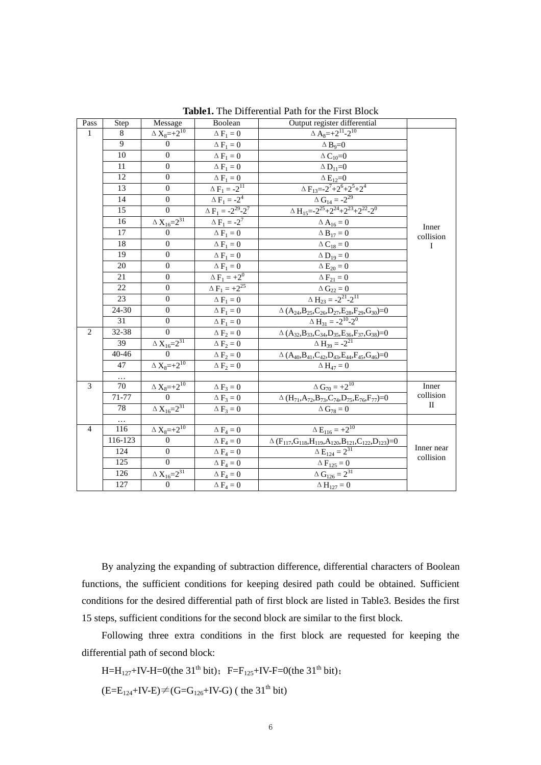**Table1.** The Differential Path for the First Block

| Pass | Step | Message | Boolean | Output register differential | |
|---|---|---|---|---|---|
| 1 | 8 | $\Delta X_8=+2^{10}$ | $\Delta F_1 = 0$ | $\Delta A_8=+2^{11}-2^{10}$ | Inner collision I |
| | 9 | 0 | $\Delta F_1 = 0$ | $\Delta B_9=0$ | |
| | 10 | 0 | $\Delta F_1 = 0$ | $\Delta C_{10}=0$ | |
| | 11 | 0 | $\Delta F_1 = 0$ | $\Delta D_{11}=0$ | |
| | 12 | 0 | $\Delta F_1 = 0$ | $\Delta E_{12}=0$ | |
| | 13 | 0 | $\Delta F_1 = -2^{11}$ | $\Delta F_{13}=-2^7+2^6+2^5+2^4$ | |
| | 14 | 0 | $\Delta F_1 = -2^4$ | $\Delta G_{14} = -2^{29}$ | |
| | 15 | 0 | $\Delta F_1 = -2^{29}-2^7$ | $\Delta H_{15}=-2^{25}+2^{24}+2^{23}+2^{22}-2^0$ | |
| | 16 | $\Delta X_{16}=2^{31}$ | $\Delta F_1 = -2^7$ | $\Delta A_{16} = 0$ | |
| | 17 | 0 | $\Delta F_1 = 0$ | $\Delta B_{17} = 0$ | |
| | 18 | 0 | $\Delta F_1 = 0$ | $\Delta C_{18} = 0$ | |
| | 19 | 0 | $\Delta F_1 = 0$ | $\Delta D_{19} = 0$ | |
| | 20 | 0 | $\Delta F_1 = 0$ | $\Delta E_{20} = 0$ | |
| | 21 | 0 | $\Delta F_1 = +2^0$ | $\Delta F_{21} = 0$ | |
| | 22 | 0 | $\Delta F_1 = +2^{25}$ | $\Delta G_{22} = 0$ | |
| | 23 | 0 | $\Delta F_1 = 0$ | $\Delta H_{23} = -2^{21}-2^{11}$ | |
| | 24-30 | 0 | $\Delta F_1 = 0$ | $\Delta (A_{24},B_{25},C_{26},D_{27},E_{28},F_{29},G_{30})=0$ | |
| | 31 | 0 | $\Delta F_1 = 0$ | $\Delta H_{31} = -2^{10}-2^0$ | |
| 2 | 32-38 | 0 | $\Delta F_2 = 0$ | $\Delta (A_{32},B_{33},C_{34},D_{35},E_{36},F_{37},G_{38})=0$ | |
| | 39 | $\Delta X_{16}=2^{31}$ | $\Delta F_2 = 0$ | $\Delta H_{39} = -2^{21}$ | |
| | 40-46 | 0 | $\Delta F_2 = 0$ | $\Delta (A_{40},B_{41},C_{42},D_{43},E_{44},F_{45},G_{46})=0$ | |
| | 47 | $\Delta X_8=+2^{10}$ | $\Delta F_2 = 0$ | $\Delta H_{47} = 0$ | |
| | … | | | | |
| 3 | 70 | $\Delta X_8=+2^{10}$ | $\Delta F_3 = 0$ | $\Delta G_{70} = +2^{10}$ | Inner collision II |
| | 71-77 | 0 | $\Delta F_3 = 0$ | $\Delta (H_{71},A_{72},B_{73},C_{74},D_{75},E_{76},F_{77})=0$ | |
| | 78 | $\Delta X_{16}=2^{31}$ | $\Delta F_3 = 0$ | $\Delta G_{78} = 0$ | |
| | … | | | | |
| 4 | 116 | $\Delta X_8=+2^{10}$ | $\Delta F_4 = 0$ | $\Delta E_{116} = +2^{10}$ | Inner near collision |
| | 116-123 | 0 | $\Delta F_4 = 0$ | $\Delta (F_{117},G_{118},H_{119},A_{120},B_{121},C_{122},D_{123})=0$ | |
| | 124 | 0 | $\Delta F_4 = 0$ | $\Delta E_{124} = 2^{31}$ | |
| | 125 | 0 | $\Delta F_4 = 0$ | $\Delta F_{125} = 0$ | |
| | 126 | $\Delta X_{16}=2^{31}$ | $\Delta F_4 = 0$ | $\Delta G_{126} = 2^{31}$ | |
| | 127 | 0 | $\Delta F_4 = 0$ | $\Delta H_{127} = 0$ | |

By analyzing the expanding of subtraction difference, differential characters of Boolean functions, the sufficient conditions for keeping desired path could be obtained. Sufficient conditions for the desired differential path of first block are listed in Table3. Besides the first 15 steps, sufficient conditions for the second block are similar to the first block.

Following three extra conditions in the first block are requested for keeping the differential path of second block:

$H=H_{127}+IV-H=0$(the 31th bit)； $F=F_{125}+IV-F=0$(the 31th bit)；

$(E=E_{124}+IV-E)\neq(G=G_{126}+IV-G)$ ( the 31th bit)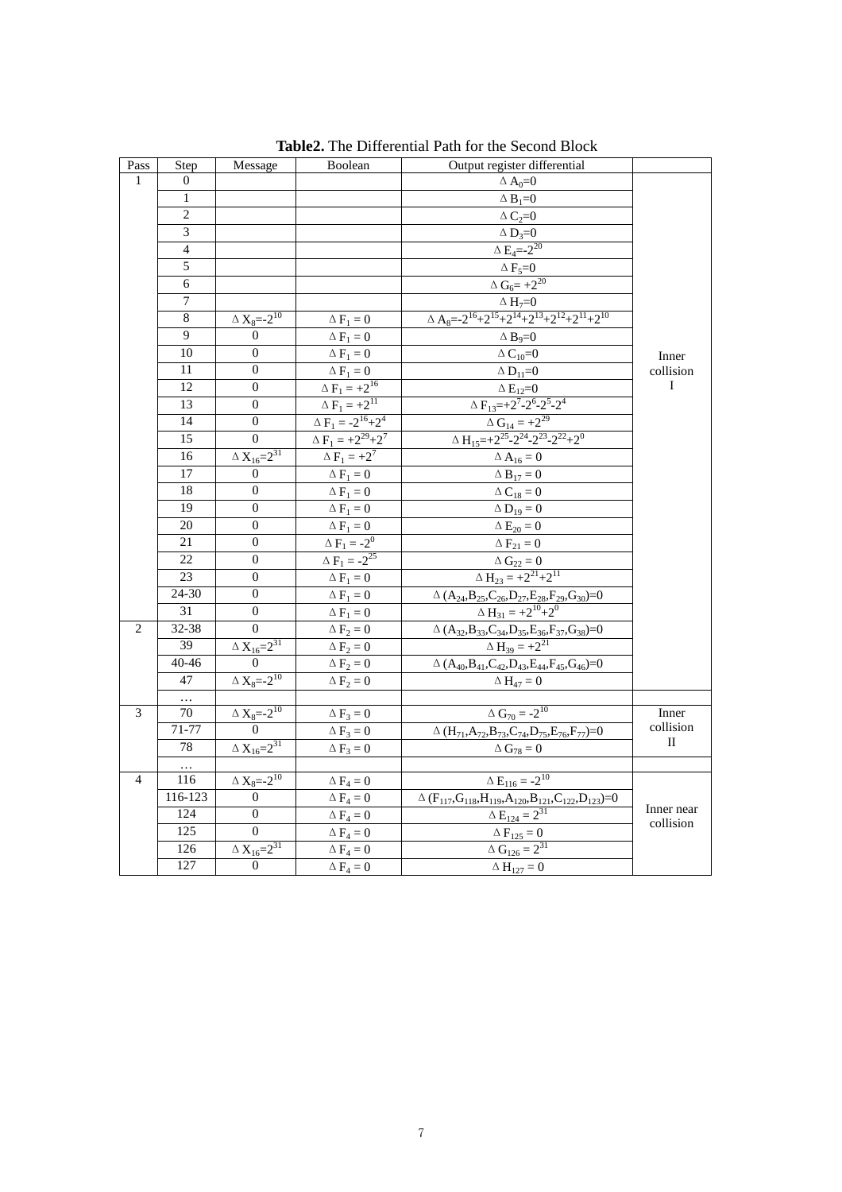**Table2.** The Differential Path for the Second Block

| Pass | Step | Message | Boolean | Output register differential | |
|---|---|---|---|---|---|
| 1 | 0 | | | $\Delta A_0=0$ | Inner collision I |
| | 1 | | | $\Delta B_1=0$ | |
| | 2 | | | $\Delta C_2=0$ | |
| | 3 | | | $\Delta D_3=0$ | |
| | 4 | | | $\Delta E_4=-2^{20}$ | |
| | 5 | | | $\Delta F_5=0$ | |
| | 6 | | | $\Delta G_6=+2^{20}$ | |
| | 7 | | | $\Delta H_7=0$ | |
| | 8 | $\Delta X_8=-2^{10}$ | $\Delta F_1=0$ | $\Delta A_8=-2^{16}+2^{15}+2^{14}+2^{13}+2^{12}+2^{11}+2^{10}$ | |
| | 9 | 0 | $\Delta F_1=0$ | $\Delta B_9=0$ | |
| | 10 | 0 | $\Delta F_1=0$ | $\Delta C_{10}=0$ | |
| | 11 | 0 | $\Delta F_1=0$ | $\Delta D_{11}=0$ | |
| | 12 | 0 | $\Delta F_1=+2^{16}$ | $\Delta E_{12}=0$ | |
| | 13 | 0 | $\Delta F_1=+2^{11}$ | $\Delta F_{13}=+2^7-2^6-2^5-2^4$ | |
| | 14 | 0 | $\Delta F_1=-2^{16}+2^4$ | $\Delta G_{14}=+2^{29}$ | |
| | 15 | 0 | $\Delta F_1=+2^{29}+2^7$ | $\Delta H_{15}=+2^{25}-2^{24}-2^{23}-2^{22}+2^0$ | |
| | 16 | $\Delta X_{16}=2^{31}$ | $\Delta F_1=+2^7$ | $\Delta A_{16}=0$ | |
| | 17 | 0 | $\Delta F_1=0$ | $\Delta B_{17}=0$ | |
| | 18 | 0 | $\Delta F_1=0$ | $\Delta C_{18}=0$ | |
| | 19 | 0 | $\Delta F_1=0$ | $\Delta D_{19}=0$ | |
| | 20 | 0 | $\Delta F_1=0$ | $\Delta E_{20}=0$ | |
| | 21 | 0 | $\Delta F_1=-2^0$ | $\Delta F_{21}=0$ | |
| | 22 | 0 | $\Delta F_1=-2^{25}$ | $\Delta G_{22}=0$ | |
| | 23 | 0 | $\Delta F_1=0$ | $\Delta H_{23}=+2^{21}+2^{11}$ | |
| | 24-30 | 0 | $\Delta F_1=0$ | $\Delta (A_{24},B_{25},C_{26},D_{27},E_{28},F_{29},G_{30})=0$ | |
| | 31 | 0 | $\Delta F_1=0$ | $\Delta H_{31}=+2^{10}+2^0$ | |
| 2 | 32-38 | 0 | $\Delta F_2=0$ | $\Delta (A_{32},B_{33},C_{34},D_{35},E_{36},F_{37},G_{38})=0$ | |
| | 39 | $\Delta X_{16}=2^{31}$ | $\Delta F_2=0$ | $\Delta H_{39}=+2^{21}$ | |
| | 40-46 | 0 | $\Delta F_2=0$ | $\Delta (A_{40},B_{41},C_{42},D_{43},E_{44},F_{45},G_{46})=0$ | |
| | 47 | $\Delta X_8=-2^{10}$ | $\Delta F_2=0$ | $\Delta H_{47}=0$ | |
| | … | | | | |
| 3 | 70 | $\Delta X_8=-2^{10}$ | $\Delta F_3=0$ | $\Delta G_{70}=-2^{10}$ | Inner collision II |
| | 71-77 | 0 | $\Delta F_3=0$ | $\Delta (H_{71},A_{72},B_{73},C_{74},D_{75},E_{76},F_{77})=0$ | |
| | 78 | $\Delta X_{16}=2^{31}$ | $\Delta F_3=0$ | $\Delta G_{78}=0$ | |
| | … | | | | |
| 4 | 116 | $\Delta X_8=-2^{10}$ | $\Delta F_4=0$ | $\Delta E_{116}=-2^{10}$ | Inner near collision |
| | 116-123 | 0 | $\Delta F_4=0$ | $\Delta (F_{117},G_{118},H_{119},A_{120},B_{121},C_{122},D_{123})=0$ | |
| | 124 | 0 | $\Delta F_4=0$ | $\Delta E_{124}=2^{31}$ | |
| | 125 | 0 | $\Delta F_4=0$ | $\Delta F_{125}=0$ | |
| | 126 | $\Delta X_{16}=2^{31}$ | $\Delta F_4=0$ | $\Delta G_{126}=2^{31}$ | |
| | 127 | 0 | $\Delta F_4=0$ | $\Delta H_{127}=0$ | |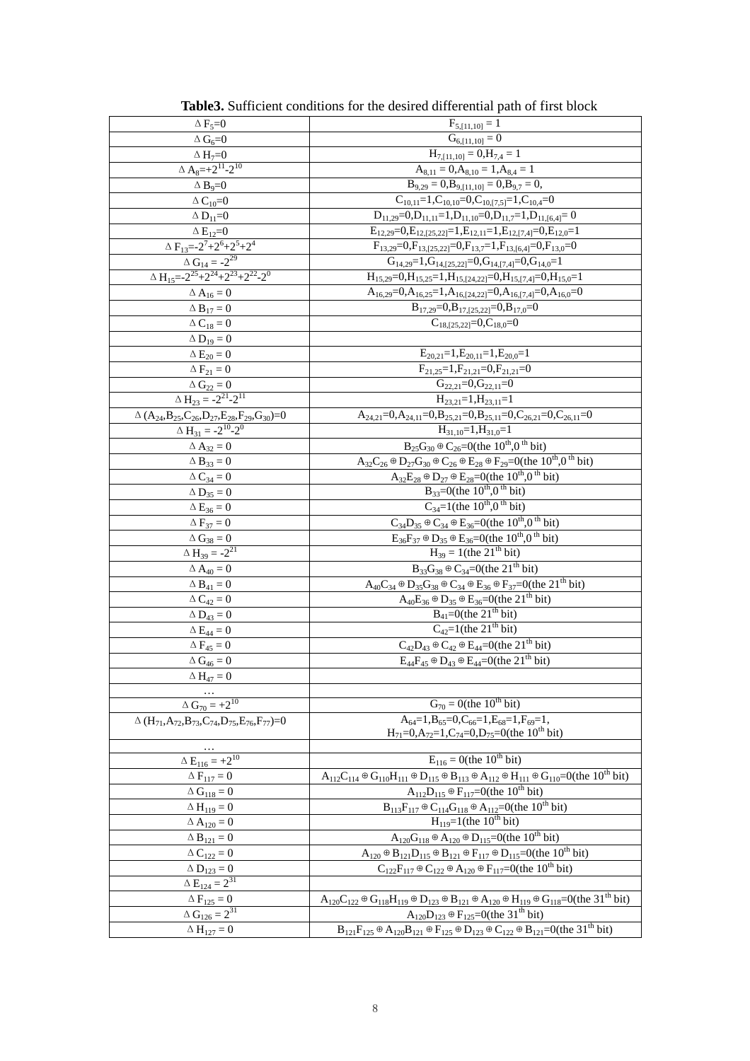**Table3.** Sufficient conditions for the desired differential path of first block

| | |
|---|---|
| $\Delta F_5=0$ | $F_{5,[11,10]} = 1$ |
| $\Delta G_6=0$ | $G_{6,[11,10]} = 0$ |
| $\Delta H_7=0$ | $H_{7,[11,10]} = 0, H_{7,4} = 1$ |
| $\Delta A_8=+2^{11}-2^{10}$ | $A_{8,11} = 0, A_{8,10} = 1, A_{8,4} = 1$ |
| $\Delta B_9=0$ | $B_{9,29} = 0, B_{9,[11,10]} = 0, B_{9,7} = 0,$ |
| $\Delta C_{10}=0$ | $C_{10,11}=1, C_{10,10}=0, C_{10,[7,5]}=1, C_{10,4}=0$ |
| $\Delta D_{11}=0$ | $D_{11,29}=0, D_{11,11}=1, D_{11,10}=0, D_{11,7}=1, D_{11,[6,4]}= 0$ |
| $\Delta E_{12}=0$ | $E_{12,29}=0, E_{12,[25,22]}=1, E_{12,11}=1, E_{12,[7,4]}=0, E_{12,0}=1$ |
| $\Delta F_{13}=-2^7+2^6+2^5+2^4$ | $F_{13,29}=0, F_{13,[25,22]}=0, F_{13,7}=1, F_{13,[6,4]}=0, F_{13,0}=0$ |
| $\Delta G_{14} = -2^{29}$ | $G_{14,29}=1, G_{14,[25,22]}=0, G_{14,[7,4]}=0, G_{14,0}=1$ |
| $\Delta H_{15}=-2^{25}+2^{24}+2^{23}+2^{22}-2^0$ | $H_{15,29}=0, H_{15,25}=1, H_{15,[24,22]}=0, H_{15,[7,4]}=0, H_{15,0}=1$ |
| $\Delta A_{16} = 0$ | $A_{16,29}=0, A_{16,25}=1, A_{16,[24,22]}=0, A_{16,[7,4]}=0, A_{16,0}=0$ |
| $\Delta B_{17} = 0$ | $B_{17,29}=0, B_{17,[25,22]}=0, B_{17,0}=0$ |
| $\Delta C_{18} = 0$ | $C_{18,[25,22]}=0, C_{18,0}=0$ |
| $\Delta D_{19} = 0$ | |
| $\Delta E_{20} = 0$ | $E_{20,21}=1, E_{20,11}=1, E_{20,0}=1$ |
| $\Delta F_{21} = 0$ | $F_{21,25}=1, F_{21,21}=0, F_{21,21}=0$ |
| $\Delta G_{22} = 0$ | $G_{22,21}=0, G_{22,11}=0$ |
| $\Delta H_{23} = -2^{21}-2^{11}$ | $H_{23,21}=1, H_{23,11}=1$ |
| $\Delta (A_{24},B_{25},C_{26},D_{27},E_{28},F_{29},G_{30})=0$ | $A_{24,21}=0, A_{24,11}=0, B_{25,21}=0, B_{25,11}=0, C_{26,21}=0, C_{26,11}=0$ |
| $\Delta H_{31} = -2^{10}-2^0$ | $H_{31,10}=1, H_{31,0}=1$ |
| $\Delta A_{32} = 0$ | $B_{25}G_{30} \oplus C_{26}=0$(the $10^{th}$,$0^{th}$ bit) |
| $\Delta B_{33} = 0$ | $A_{32}C_{26} \oplus D_{27}G_{30} \oplus C_{26} \oplus E_{28} \oplus F_{29}=0$(the $10^{th}$,$0^{th}$ bit) |
| $\Delta C_{34} = 0$ | $A_{32}E_{28} \oplus D_{27} \oplus E_{28}=0$(the $10^{th}$,$0^{th}$ bit) |
| $\Delta D_{35} = 0$ | $B_{33}=0$(the $10^{th}$,$0^{th}$ bit) |
| $\Delta E_{36} = 0$ | $C_{34}=1$(the $10^{th}$,$0^{th}$ bit) |
| $\Delta F_{37} = 0$ | $C_{34}D_{35} \oplus C_{34} \oplus E_{36}=0$(the $10^{th}$,$0^{th}$ bit) |
| $\Delta G_{38} = 0$ | $E_{36}F_{37} \oplus D_{35} \oplus E_{36}=0$(the $10^{th}$,$0^{th}$ bit) |
| $\Delta H_{39} = -2^{21}$ | $H_{39} = 1$(the $21^{th}$ bit) |
| $\Delta A_{40} = 0$ | $B_{33}G_{38} \oplus C_{34}=0$(the $21^{th}$ bit) |
| $\Delta B_{41} = 0$ | $A_{40}C_{34} \oplus D_{35}G_{38} \oplus C_{34} \oplus E_{36} \oplus F_{37}=0$(the $21^{th}$ bit) |
| $\Delta C_{42} = 0$ | $A_{40}E_{36} \oplus D_{35} \oplus E_{36}=0$(the $21^{th}$ bit) |
| $\Delta D_{43} = 0$ | $B_{41}=0$(the $21^{th}$ bit) |
| $\Delta E_{44} = 0$ | $C_{42}=1$(the $21^{th}$ bit) |
| $\Delta F_{45} = 0$ | $C_{42}D_{43} \oplus C_{42} \oplus E_{44}=0$(the $21^{th}$ bit) |
| $\Delta G_{46} = 0$ | $E_{44}F_{45} \oplus D_{43} \oplus E_{44}=0$(the $21^{th}$ bit) |
| $\Delta H_{47} = 0$ | |
| … | |
| $\Delta G_{70} = +2^{10}$ | $G_{70} = 0$(the $10^{th}$ bit) |
| $\Delta (H_{71},A_{72},B_{73},C_{74},D_{75},E_{76},F_{77})=0$ | $A_{64}=1, B_{65}=0, C_{66}=1, E_{68}=1, F_{69}=1,$ $H_{71}=0, A_{72}=1, C_{74}=0, D_{75}=0$(the $10^{th}$ bit) |
| … | |
| $\Delta E_{116} = +2^{10}$ | $E_{116} = 0$(the $10^{th}$ bit) |
| $\Delta F_{117} = 0$ | $A_{112}C_{114} \oplus G_{110}H_{111} \oplus D_{115} \oplus B_{113} \oplus A_{112} \oplus H_{111} \oplus G_{110}=0$(the $10^{th}$ bit) |
| $\Delta G_{118} = 0$ | $A_{112}D_{115} \oplus F_{117}=0$(the $10^{th}$ bit) |
| $\Delta H_{119} = 0$ | $B_{113}F_{117} \oplus C_{114}G_{118} \oplus A_{112}=0$(the $10^{th}$ bit) |
| $\Delta A_{120} = 0$ | $H_{119}=1$(the $10^{th}$ bit) |
| $\Delta B_{121} = 0$ | $A_{120}G_{118} \oplus A_{120} \oplus D_{115}=0$(the $10^{th}$ bit) |
| $\Delta C_{122} = 0$ | $A_{120} \oplus B_{121}D_{115} \oplus B_{121} \oplus F_{117} \oplus D_{115}=0$(the $10^{th}$ bit) |
| $\Delta D_{123} = 0$ | $C_{122}F_{117} \oplus C_{122} \oplus A_{120} \oplus F_{117}=0$(the $10^{th}$ bit) |
| $\Delta E_{124} = 2^{31}$ | |
| $\Delta F_{125} = 0$ | $A_{120}C_{122} \oplus G_{118}H_{119} \oplus D_{123} \oplus B_{121} \oplus A_{120} \oplus H_{119} \oplus G_{118}=0$(the $31^{th}$ bit) |
| $\Delta G_{126} = 2^{31}$ | $A_{120}D_{123} \oplus F_{125}=0$(the $31^{th}$ bit) |
| $\Delta H_{127} = 0$ | $B_{121}F_{125} \oplus A_{120}B_{121} \oplus F_{125} \oplus D_{123} \oplus C_{122} \oplus B_{121}=0$(the $31^{th}$ bit) |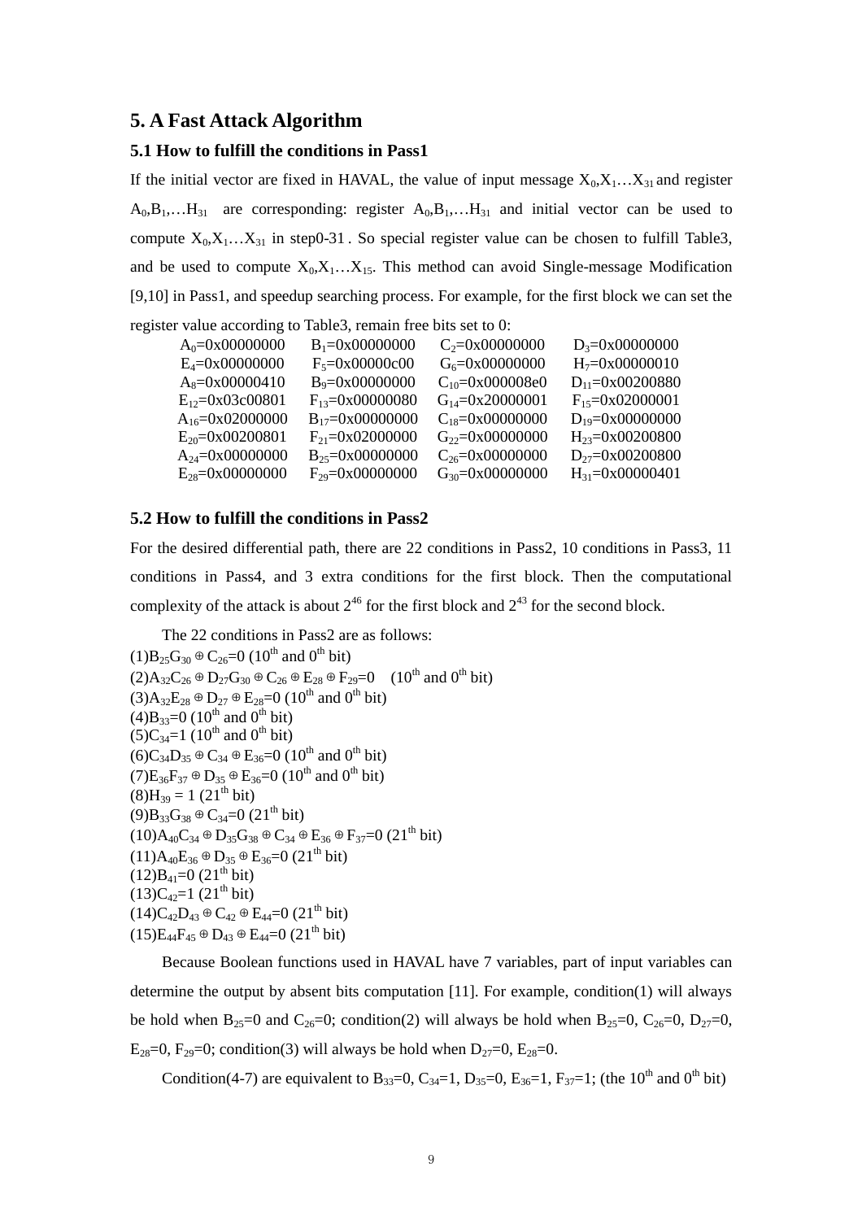## 5. A Fast Attack Algorithm

### 5.1 How to fulfill the conditions in Pass1

If the initial vector are fixed in HAVAL, the value of input message $X_0,X_1…X_{31}$ and register $A_0,B_1,…H_{31}$ are corresponding: register $A_0,B_1,…H_{31}$ and initial vector can be used to compute $X_0,X_1…X_{31}$ in step0-31. So special register value can be chosen to fulfill Table3, and be used to compute $X_0,X_1…X_{15}$. This method can avoid Single-message Modification [9,10] in Pass1, and speedup searching process. For example, for the first block we can set the register value according to Table3, remain free bits set to 0:

| | | | |
|---|---|---|---|
| $A_0$=0x00000000 | $B_1$=0x00000000 | $C_2$=0x00000000 | $D_3$=0x00000000 |
| $E_4$=0x00000000 | $F_5$=0x00000c00 | $G_6$=0x00000000 | $H_7$=0x00000010 |
| $A_8$=0x00000410 | $B_9$=0x00000000 | $C_{10}$=0x000008e0 | $D_{11}$=0x00200880 |
| $E_{12}$=0x03c00801 | $F_{13}$=0x00000080 | $G_{14}$=0x20000001 | $F_{15}$=0x02000001 |
| $A_{16}$=0x02000000 | $B_{17}$=0x00000000 | $C_{18}$=0x00000000 | $D_{19}$=0x00000000 |
| $E_{20}$=0x00200801 | $F_{21}$=0x02000000 | $G_{22}$=0x00000000 | $H_{23}$=0x00200800 |
| $A_{24}$=0x00000000 | $B_{25}$=0x00000000 | $C_{26}$=0x00000000 | $D_{27}$=0x00200800 |
| $E_{28}$=0x00000000 | $F_{29}$=0x00000000 | $G_{30}$=0x00000000 | $H_{31}$=0x00000401 |

### 5.2 How to fulfill the conditions in Pass2

For the desired differential path, there are 22 conditions in Pass2, 10 conditions in Pass3, 11 conditions in Pass4, and 3 extra conditions for the first block. Then the computational complexity of the attack is about $2^{46}$ for the first block and $2^{43}$ for the second block.

The 22 conditions in Pass2 are as follows:

(1)$B_{25}G_{30} \oplus C_{26}=0$ ($10^{th}$ and $0^{th}$ bit)
(2)$A_{32}C_{26} \oplus D_{27}G_{30} \oplus C_{26} \oplus E_{28} \oplus F_{29}=0$ ($10^{th}$ and $0^{th}$ bit)
(3)$A_{32}E_{28} \oplus D_{27} \oplus E_{28}=0$ ($10^{th}$ and $0^{th}$ bit)
(4)$B_{33}=0$ ($10^{th}$ and $0^{th}$ bit)
(5)$C_{34}=1$ ($10^{th}$ and $0^{th}$ bit)
(6)$C_{34}D_{35} \oplus C_{34} \oplus E_{36}=0$ ($10^{th}$ and $0^{th}$ bit)
(7)$E_{36}F_{37} \oplus D_{35} \oplus E_{36}=0$ ($10^{th}$ and $0^{th}$ bit)
(8)$H_{39}$ = 1 ($21^{th}$ bit)
(9)$B_{33}G_{38} \oplus C_{34}=0$ ($21^{th}$ bit)
(10)$A_{40}C_{34} \oplus D_{35}G_{38} \oplus C_{34} \oplus E_{36} \oplus F_{37}=0$ ($21^{th}$ bit)
(11)$A_{40}E_{36} \oplus D_{35} \oplus E_{36}=0$ ($21^{th}$ bit)
(12)$B_{41}=0$ ($21^{th}$ bit)
(13)$C_{42}=1$ ($21^{th}$ bit)
(14)$C_{42}D_{43} \oplus C_{42} \oplus E_{44}=0$ ($21^{th}$ bit)
(15)$E_{44}F_{45} \oplus D_{43} \oplus E_{44}=0$ ($21^{th}$ bit)

Because Boolean functions used in HAVAL have 7 variables, part of input variables can determine the output by absent bits computation [11]. For example, condition(1) will always be hold when $B_{25}=0$ and $C_{26}=0$; condition(2) will always be hold when $B_{25}=0$, $C_{26}=0$, $D_{27}=0$, $E_{28}=0$, $F_{29}=0$; condition(3) will always be hold when $D_{27}=0$, $E_{28}=0$.

Condition(4-7) are equivalent to $B_{33}=0$, $C_{34}=1$, $D_{35}=0$, $E_{36}=1$, $F_{37}=1$; (the $10^{th}$ and $0^{th}$ bit)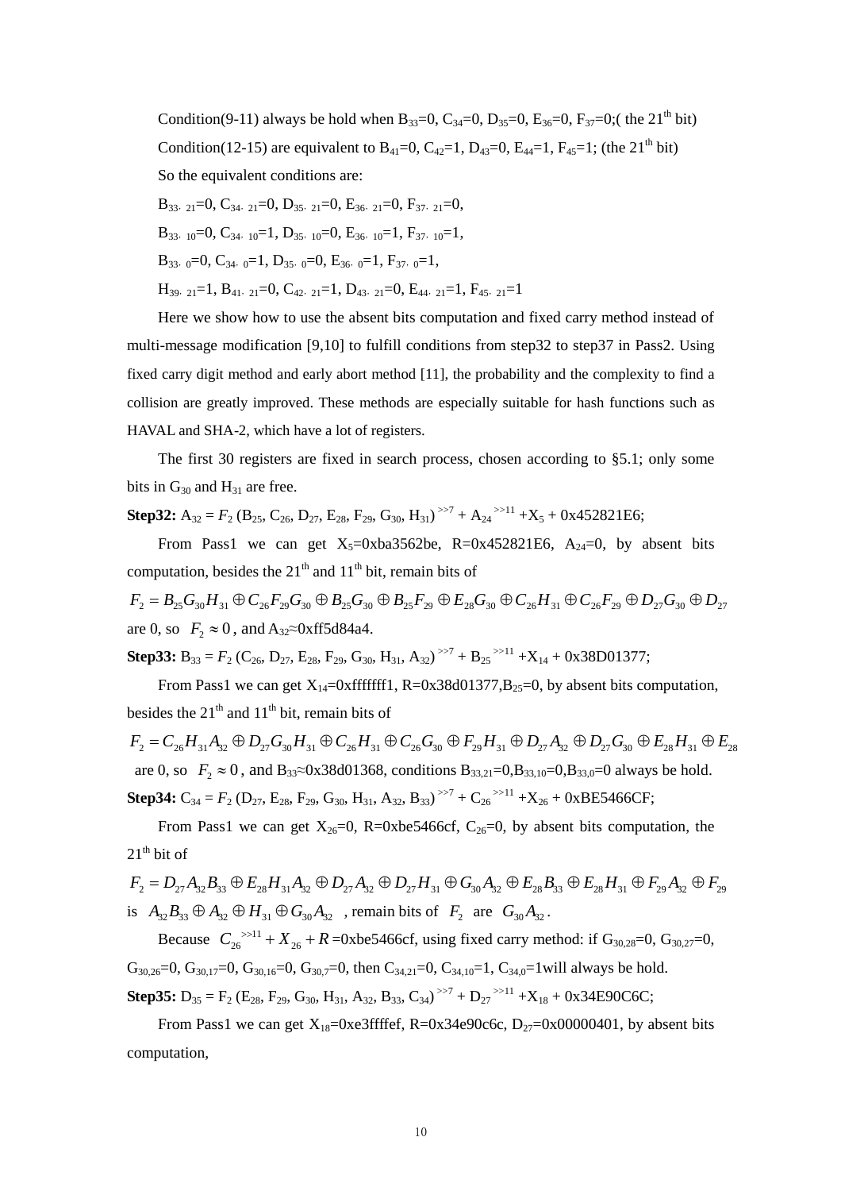Condition(9-11) always be hold when $B_{33}=0$, $C_{34}=0$, $D_{35}=0$, $E_{36}=0$, $F_{37}=0$;( the $21^{th}$ bit)

Condition(12-15) are equivalent to $B_{41}=0$, $C_{42}=1$, $D_{43}=0$, $E_{44}=1$, $F_{45}=1$; (the $21^{th}$ bit)

So the equivalent conditions are:

$B_{33,21}=0$, $C_{34,21}=0$, $D_{35,21}=0$, $E_{36,21}=0$, $F_{37,21}=0$,

$B_{33,10}=0$, $C_{34,10}=1$, $D_{35,10}=0$, $E_{36,10}=1$, $F_{37,10}=1$,

$B_{33,0}=0$, $C_{34,0}=1$, $D_{35,0}=0$, $E_{36,0}=1$, $F_{37,0}=1$,

$H_{39,21}=1$, $B_{41,21}=0$, $C_{42,21}=1$, $D_{43,21}=0$, $E_{44,21}=1$, $F_{45,21}=1$

Here we show how to use the absent bits computation and fixed carry method instead of multi-message modification [9,10] to fulfill conditions from step32 to step37 in Pass2. Using fixed carry digit method and early abort method [11], the probability and the complexity to find a collision are greatly improved. These methods are especially suitable for hash functions such as HAVAL and SHA-2, which have a lot of registers.

The first 30 registers are fixed in search process, chosen according to §5.1; only some bits in $G_{30}$ and $H_{31}$ are free.

**Step32:** $A_{32} = F_2 (B_{25}, C_{26}, D_{27}, E_{28}, F_{29}, G_{30}, H_{31})^{>>7} + A_{24}^{>>11} + X_5 + \text{0x452821E6}$;

From Pass1 we can get $X_5$=0xba3562be, R=0x452821E6, $A_{24}=0$, by absent bits computation, besides the $21^{th}$ and $11^{th}$ bit, remain bits of

$$F_2 = B_{25}G_{30}H_{31} \oplus C_{26}F_{29}G_{30} \oplus B_{25}G_{30} \oplus B_{25}F_{29} \oplus E_{28}G_{30} \oplus C_{26}H_{31} \oplus C_{26}F_{29} \oplus D_{27}G_{30} \oplus D_{27}$$

are 0, so $F_2 \approx 0$, and $A_{32}\approx$0xff5d84a4.

**Step33:** $B_{33} = F_2 (C_{26}, D_{27}, E_{28}, F_{29}, G_{30}, H_{31}, A_{32})^{>>7} + B_{25}^{>>11} + X_{14} + \text{0x38D01377}$;

From Pass1 we can get $X_{14}$=0xfffffff1, R=0x38d01377, $B_{25}=0$, by absent bits computation, besides the $21^{th}$ and $11^{th}$ bit, remain bits of

$$F_2 = C_{26}H_{31}A_{32} \oplus D_{27}G_{30}H_{31} \oplus C_{26}H_{31} \oplus C_{26}G_{30} \oplus F_{29}H_{31} \oplus D_{27}A_{32} \oplus D_{27}G_{30} \oplus E_{28}H_{31} \oplus E_{28}$$

are 0, so $F_2 \approx 0$, and $B_{33}\approx$0x38d01368, conditions $B_{33,21}=0$, $B_{33,10}=0$, $B_{33,0}=0$ always be hold.

**Step34:** $C_{34} = F_2 (D_{27}, E_{28}, F_{29}, G_{30}, H_{31}, A_{32}, B_{33})^{>>7} + C_{26}^{>>11} + X_{26} + \text{0xBE5466CF}$;

From Pass1 we can get $X_{26}=0$, R=0xbe5466cf, $C_{26}=0$, by absent bits computation, the $21^{th}$ bit of

$$F_2 = D_{27}A_{32}B_{33} \oplus E_{28}H_{31}A_{32} \oplus D_{27}A_{32} \oplus D_{27}H_{31} \oplus G_{30}A_{32} \oplus E_{28}B_{33} \oplus E_{28}H_{31} \oplus F_{29}A_{32} \oplus F_{29}$$

is $A_{32}B_{33} \oplus A_{32} \oplus H_{31} \oplus G_{30}A_{32}$, remain bits of $F_2$ are $G_{30}A_{32}$.

Because $C_{26}^{>>11} + X_{26} + R$ =0xbe5466cf, using fixed carry method: if $G_{30,28}=0$, $G_{30,27}=0$, $G_{30,26}=0$, $G_{30,17}=0$, $G_{30,16}=0$, $G_{30,7}=0$, then $C_{34,21}=0$, $C_{34,10}=1$, $C_{34,0}=1$ will always be hold.

**Step35:** $D_{35} = F_2 (E_{28}, F_{29}, G_{30}, H_{31}, A_{32}, B_{33}, C_{34})^{>>7} + D_{27}^{>>11} + X_{18} + \text{0x34E90C6C}$;

From Pass1 we can get $X_{18}$=0xe3ffffef, R=0x34e90c6c, $D_{27}$=0x00000401, by absent bits computation,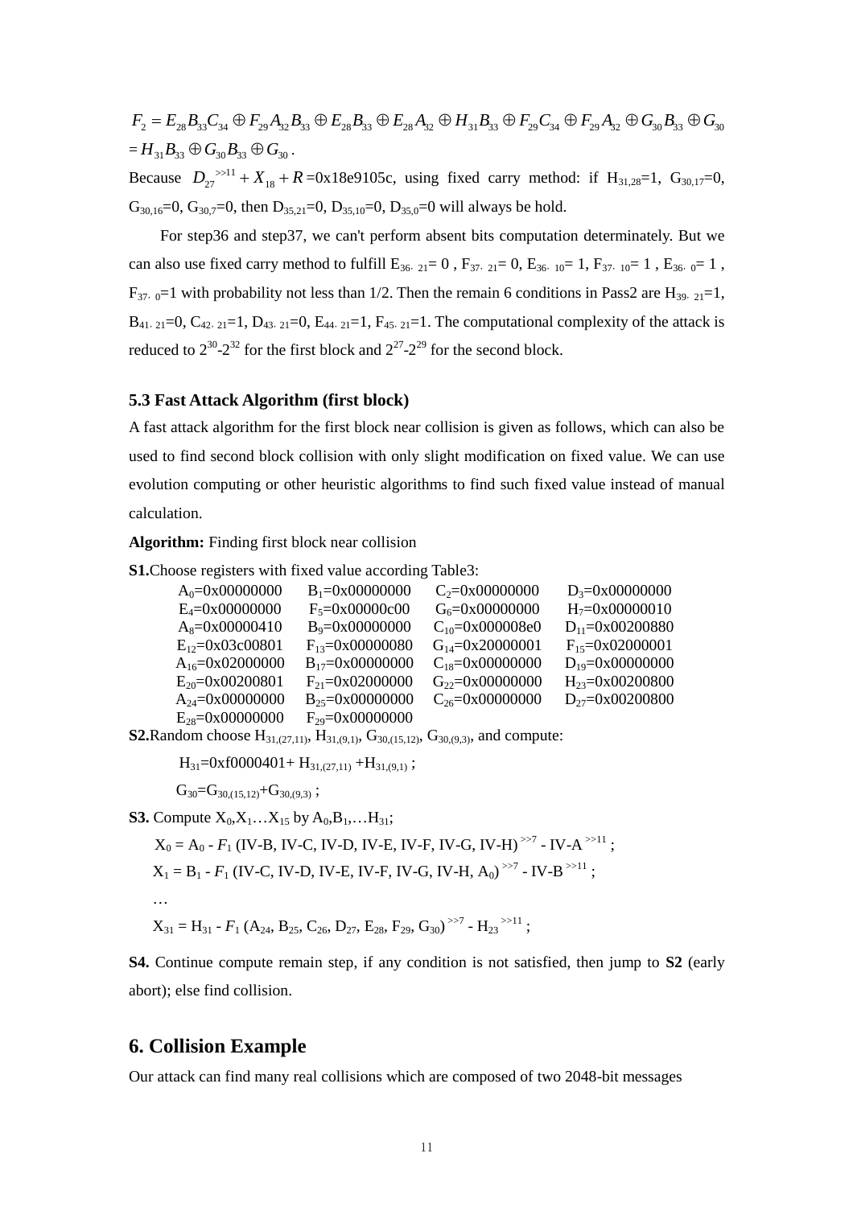$F_2 = E_{28}B_{33}C_{34} \oplus F_{29}A_{32}B_{33} \oplus E_{28}B_{33} \oplus E_{28}A_{32} \oplus H_{31}B_{33} \oplus F_{29}C_{34} \oplus F_{29}A_{32} \oplus G_{30}B_{33} \oplus G_{30}$
$= H_{31}B_{33} \oplus G_{30}B_{33} \oplus G_{30}$.

Because $D_{27}^{>>11} + X_{18} + R$ =0x18e9105c, using fixed carry method: if $H_{31,28}=1$, $G_{30,17}=0$, $G_{30,16}=0$, $G_{30,7}=0$, then $D_{35,21}=0$, $D_{35,10}=0$, $D_{35,0}=0$ will always be hold.

For step36 and step37, we can't perform absent bits computation determinately. But we can also use fixed carry method to fulfill $E_{36,21}= 0$, $F_{37,21}= 0$, $E_{36,10}= 1$, $F_{37,10}= 1$, $E_{36,0}= 1$, $F_{37,0}=1$ with probability not less than 1/2. Then the remain 6 conditions in Pass2 are $H_{39,21}=1$, $B_{41,21}=0$, $C_{42,21}=1$, $D_{43,21}=0$, $E_{44,21}=1$, $F_{45,21}=1$. The computational complexity of the attack is reduced to $2^{30}$-$2^{32}$ for the first block and $2^{27}$-$2^{29}$ for the second block.

### 5.3 Fast Attack Algorithm (first block)

A fast attack algorithm for the first block near collision is given as follows, which can also be used to find second block collision with only slight modification on fixed value. We can use evolution computing or other heuristic algorithms to find such fixed value instead of manual calculation.

**Algorithm:** Finding first block near collision

**S1.**Choose registers with fixed value according Table3:

| | | | |
|---|---|---|---|
| $A_0$=0x00000000 | $B_1$=0x00000000 | $C_2$=0x00000000 | $D_3$=0x00000000 |
| $E_4$=0x00000000 | $F_5$=0x00000c00 | $G_6$=0x00000000 | $H_7$=0x00000010 |
| $A_8$=0x00000410 | $B_9$=0x00000000 | $C_{10}$=0x000008e0 | $D_{11}$=0x00200880 |
| $E_{12}$=0x03c00801 | $F_{13}$=0x00000080 | $G_{14}$=0x20000001 | $F_{15}$=0x02000001 |
| $A_{16}$=0x02000000 | $B_{17}$=0x00000000 | $C_{18}$=0x00000000 | $D_{19}$=0x00000000 |
| $E_{20}$=0x00200801 | $F_{21}$=0x02000000 | $G_{22}$=0x00000000 | $H_{23}$=0x00200800 |
| $A_{24}$=0x00000000 | $B_{25}$=0x00000000 | $C_{26}$=0x00000000 | $D_{27}$=0x00200800 |
| $E_{28}$=0x00000000 | $F_{29}$=0x00000000 | | |

**S2.**Random choose $H_{31,(27,11)}$, $H_{31,(9,1)}$, $G_{30,(15,12)}$, $G_{30,(9,3)}$, and compute:

$H_{31}$=0xf0000401+ $H_{31,(27,11)}$ +$H_{31,(9,1)}$ ;

$G_{30}$=$G_{30,(15,12)}$+$G_{30,(9,3)}$ ;

**S3.** Compute $X_0$,$X_1$…$X_{15}$ by $A_0$,$B_1$,…$H_{31}$;

$X_0 = A_0 - F_1$ (IV-B, IV-C, IV-D, IV-E, IV-F, IV-G, IV-H)$^{>>7}$ - IV-A$^{>>11}$ ;

$X_1 = B_1 - F_1$ (IV-C, IV-D, IV-E, IV-F, IV-G, IV-H, $A_0$)$^{>>7}$ - IV-B$^{>>11}$ ;

…

$X_{31} = H_{31} - F_1 (A_{24}, B_{25}, C_{26}, D_{27}, E_{28}, F_{29}, G_{30})^{>>7} - H_{23}^{>>11}$ ;

**S4.** Continue compute remain step, if any condition is not satisfied, then jump to **S2** (early abort); else find collision.

## 6. Collision Example

Our attack can find many real collisions which are composed of two 2048-bit messages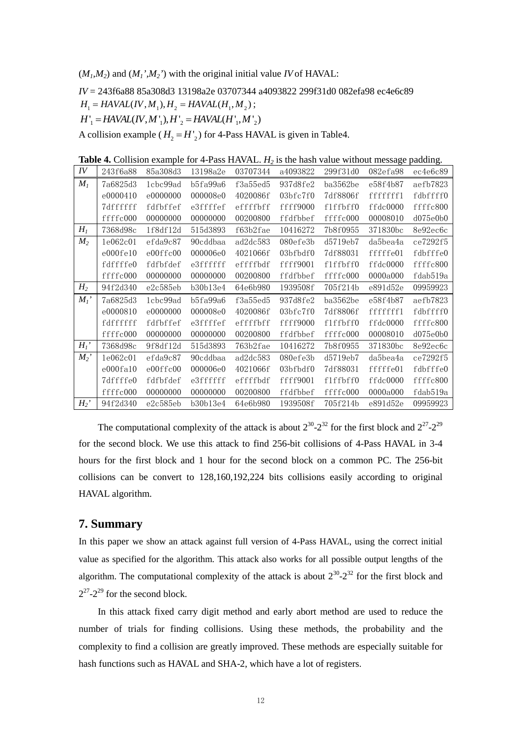$(M_1,M_2)$ and $(M_1',M_2')$ with the original initial value *IV* of HAVAL:

*IV* = 243f6a88 85a308d3 13198a2e 03707344 a4093822 299f31d0 082efa98 ec4e6c89

$H_1 = HAVAL(IV, M_1), H_2 = HAVAL(H_1, M_2)$ ;

$H'_1 = HAVAL(IV, M'_1), H'_2 = HAVAL(H'_1, M'_2)$

A collision example ( $H_2 = H'_2$ ) for 4-Pass HAVAL is given in Table4.

**Table 4.** Collision example for 4-Pass HAVAL. $H_2$ is the hash value without message padding.

| *IV* | 243f6a88 | 85a308d3 | 13198a2e | 03707344 | a4093822 | 299f31d0 | 082efa98 | ec4e6c89 |
|---|---|---|---|---|---|---|---|---|
| $M_1$ | 7a6825d3 | 1cbc99ad | b5fa99a6 | f3a55ed5 | 937d8fe2 | ba3562be | e58f4b87 | aefb7823 |
| | e0000410 | e0000000 | 000008e0 | 4020086f | 03bfc7f0 | 7df8806f | fffffff1 | fdbffff0 |
| | 7dffffff | fdfbffef | e3ffffef | effffbff | ffff9000 | f1ffbff0 | ffdc0000 | ffffc800 |
| | ffffc000 | 00000000 | 00000000 | 00200800 | ffdfbbef | ffffc000 | 00008010 | d075e0b0 |
| $H_1$ | 7368d98c | 1f8df12d | 515d3893 | f63b2fae | 10416272 | 7b8f0955 | 371830bc | 8e92ec6c |
| $M_2$ | 1e062c01 | efda9c87 | 90cddbaa | ad2dc583 | 080efe3b | d5719eb7 | da5bea4a | ce7292f5 |
| | e000fe10 | e00ffc00 | 000006e0 | 4021066f | 03bfbdf0 | 7df88031 | fffffe01 | fdbfffe0 |
| | fdffffe0 | fdfbfdef | e3ffffff | effffbdf | ffff9001 | f1ffbff0 | ffdc0000 | ffffc800 |
| | ffffc000 | 00000000 | 00000000 | 00200800 | ffdfbbef | ffffc000 | 0000a000 | fdab519a |
| $H_2$ | 94f2d340 | e2c585eb | b30b13e4 | 64e6b980 | 1939508f | 705f214b | e891d52e | 09959923 |
| $M_1$' | 7a6825d3 | 1cbc99ad | b5fa99a6 | f3a55ed5 | 937d8fe2 | ba3562be | e58f4b87 | aefb7823 |
| | e0000810 | e0000000 | 000008e0 | 4020086f | 03bfc7f0 | 7df8806f | fffffff1 | fdbffff0 |
| | fdffffff | fdfbffef | e3ffffef | effffbff | ffff9000 | f1ffbff0 | ffdc0000 | ffffc800 |
| | ffffc000 | 00000000 | 00000000 | 00200800 | ffdfbbef | ffffc000 | 00008010 | d075e0b0 |
| $H_1$' | 7368d98c | 9f8df12d | 515d3893 | 763b2fae | 10416272 | 7b8f0955 | 371830bc | 8e92ec6c |
| $M_2$' | 1e062c01 | efda9c87 | 90cddbaa | ad2dc583 | 080efe3b | d5719eb7 | da5bea4a | ce7292f5 |
| | e000fa10 | e00ffc00 | 000006e0 | 4021066f | 03bfbdf0 | 7df88031 | fffffe01 | fdbfffe0 |
| | 7dffffe0 | fdfbfdef | e3ffffff | effffbdf | ffff9001 | f1ffbff0 | ffdc0000 | ffffc800 |
| | ffffc000 | 00000000 | 00000000 | 00200800 | ffdfbbef | ffffc000 | 0000a000 | fdab519a |
| $H_2$' | 94f2d340 | e2c585eb | b30b13e4 | 64e6b980 | 1939508f | 705f214b | e891d52e | 09959923 |

The computational complexity of the attack is about $2^{30}$-$2^{32}$ for the first block and $2^{27}$-$2^{29}$ for the second block. We use this attack to find 256-bit collisions of 4-Pass HAVAL in 3-4 hours for the first block and 1 hour for the second block on a common PC. The 256-bit collisions can be convert to 128,160,192,224 bits collisions easily according to original HAVAL algorithm.

## 7. Summary

In this paper we show an attack against full version of 4-Pass HAVAL, using the correct initial value as specified for the algorithm. This attack also works for all possible output lengths of the algorithm. The computational complexity of the attack is about $2^{30}$-$2^{32}$ for the first block and $2^{27}$-$2^{29}$ for the second block.

In this attack fixed carry digit method and early abort method are used to reduce the number of trials for finding collisions. Using these methods, the probability and the complexity to find a collision are greatly improved. These methods are especially suitable for hash functions such as HAVAL and SHA-2, which have a lot of registers.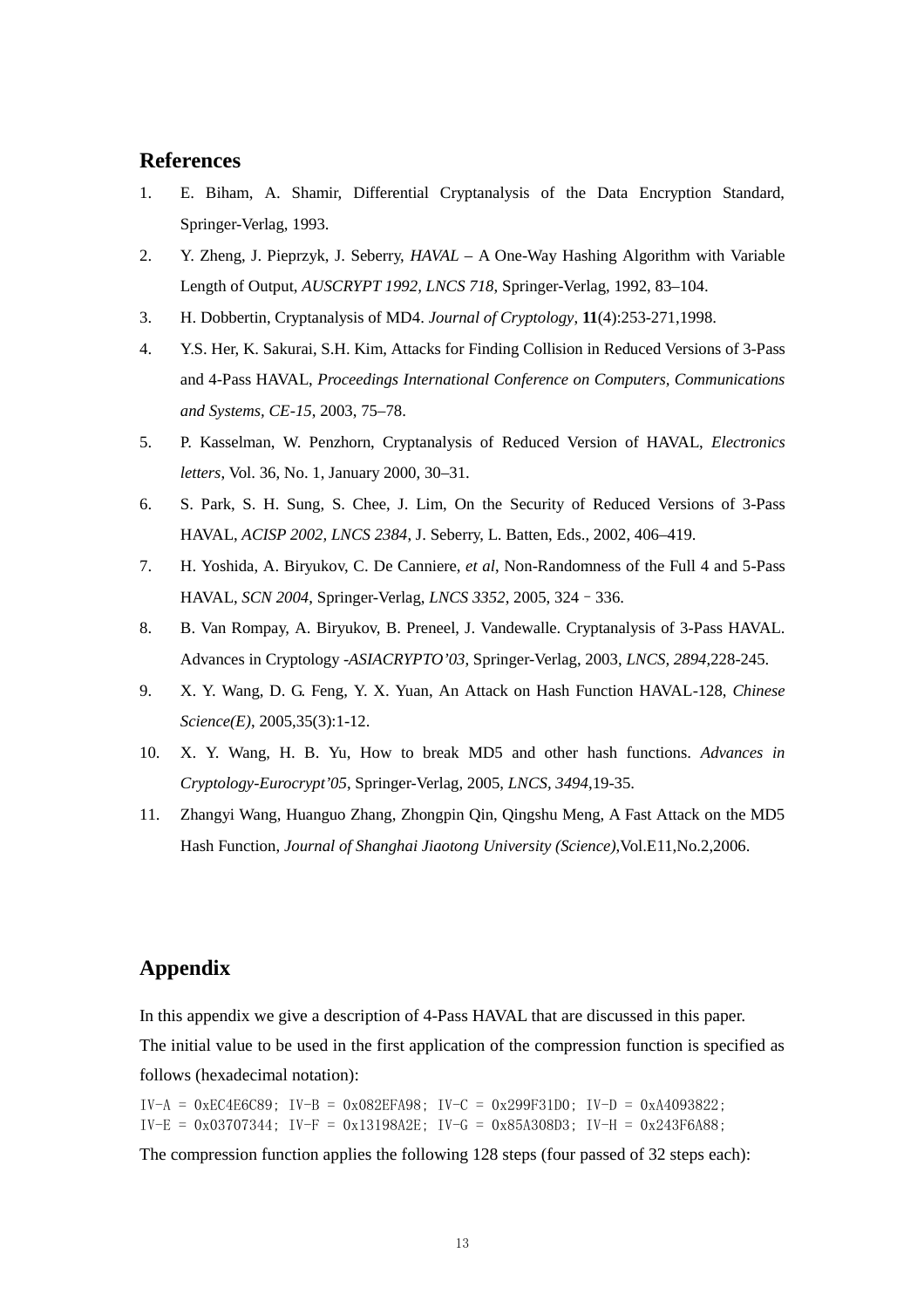## References

1. E. Biham, A. Shamir, Differential Cryptanalysis of the Data Encryption Standard, Springer-Verlag, 1993.
2. Y. Zheng, J. Pieprzyk, J. Seberry, *HAVAL* – A One-Way Hashing Algorithm with Variable Length of Output, *AUSCRYPT 1992*, *LNCS 718*, Springer-Verlag, 1992, 83–104.
3. H. Dobbertin, Cryptanalysis of MD4. *Journal of Cryptology*, **11**(4):253-271,1998.
4. Y.S. Her, K. Sakurai, S.H. Kim, Attacks for Finding Collision in Reduced Versions of 3-Pass and 4-Pass HAVAL, *Proceedings International Conference on Computers, Communications and Systems, CE-15*, 2003, 75–78.
5. P. Kasselman, W. Penzhorn, Cryptanalysis of Reduced Version of HAVAL, *Electronics letters*, Vol. 36, No. 1, January 2000, 30–31.
6. S. Park, S. H. Sung, S. Chee, J. Lim, On the Security of Reduced Versions of 3-Pass HAVAL, *ACISP 2002, LNCS 2384*, J. Seberry, L. Batten, Eds., 2002, 406–419.
7. H. Yoshida, A. Biryukov, C. De Canniere, *et al*, Non-Randomness of the Full 4 and 5-Pass HAVAL, *SCN 2004*, Springer-Verlag, *LNCS 3352*, 2005, 324 – 336.
8. B. Van Rompay, A. Biryukov, B. Preneel, J. Vandewalle. Cryptanalysis of 3-Pass HAVAL. Advances in Cryptology -*ASIACRYPTO'03*, Springer-Verlag, 2003, *LNCS, 2894*,228-245.
9. X. Y. Wang, D. G. Feng, Y. X. Yuan, An Attack on Hash Function HAVAL-128, *Chinese Science(E)*, 2005,35(3):1-12.
10. X. Y. Wang, H. B. Yu, How to break MD5 and other hash functions. *Advances in Cryptology-Eurocrypt'05*, Springer-Verlag, 2005, *LNCS, 3494*,19-35.
11. Zhangyi Wang, Huanguo Zhang, Zhongpin Qin, Qingshu Meng, A Fast Attack on the MD5 Hash Function, *Journal of Shanghai Jiaotong University (Science)*,Vol.E11,No.2,2006.

## Appendix

In this appendix we give a description of 4-Pass HAVAL that are discussed in this paper.

The initial value to be used in the first application of the compression function is specified as follows (hexadecimal notation):

```
IV-A = 0xEC4E6C89; IV-B = 0x082EFA98; IV-C = 0x299F31D0; IV-D = 0xA4093822;
IV-E = 0x03707344; IV-F = 0x13198A2E; IV-G = 0x85A308D3; IV-H = 0x243F6A88;
```

The compression function applies the following 128 steps (four passed of 32 steps each):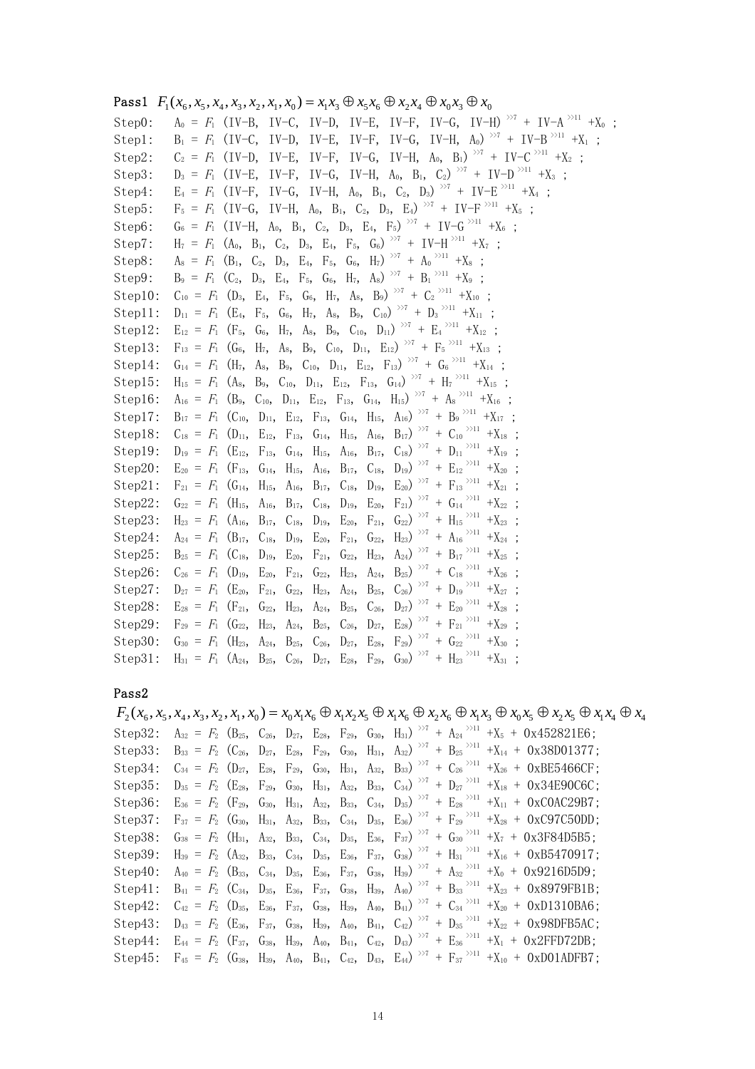**Pass1** $F_1(x_6, x_5, x_4, x_3, x_2, x_1, x_0) = x_1x_3 \oplus x_5x_6 \oplus x_2x_4 \oplus x_0x_3 \oplus x_0$

Step0: $A_0 = F_1$ (IV-B, IV-C, IV-D, IV-E, IV-F, IV-G, IV-H)$^{>>7}$ + IV-A$^{>>11}$ $+X_0$ ;

Step1: $B_1 = F_1$ (IV-C, IV-D, IV-E, IV-F, IV-G, IV-H, $A_0$)$^{>>7}$ + IV-B$^{>>11}$ $+X_1$ ;

Step2: $C_2 = F_1$ (IV-D, IV-E, IV-F, IV-G, IV-H, $A_0$, $B_1$)$^{>>7}$ + IV-C$^{>>11}$ $+X_2$ ;

Step3: $D_3 = F_1$ (IV-E, IV-F, IV-G, IV-H, $A_0$, $B_1$, $C_2$)$^{>>7}$ + IV-D$^{>>11}$ $+X_3$ ;

Step4: $E_4 = F_1$ (IV-F, IV-G, IV-H, $A_0$, $B_1$, $C_2$, $D_3$)$^{>>7}$ + IV-E$^{>>11}$ $+X_4$ ;

Step5: $F_5 = F_1$ (IV-G, IV-H, $A_0$, $B_1$, $C_2$, $D_3$, $E_4$)$^{>>7}$ + IV-F$^{>>11}$ $+X_5$ ;

Step6: $G_6 = F_1$ (IV-H, $A_0$, $B_1$, $C_2$, $D_3$, $E_4$, $F_5$)$^{>>7}$ + IV-G$^{>>11}$ $+X_6$ ;

Step7: $H_7 = F_1$ ($A_0$, $B_1$, $C_2$, $D_3$, $E_4$, $F_5$, $G_6$)$^{>>7}$ + IV-H$^{>>11}$ $+X_7$ ;

Step8: $A_8 = F_1$ ($B_1$, $C_2$, $D_3$, $E_4$, $F_5$, $G_6$, $H_7$)$^{>>7}$ + $A_0^{>>11}$ $+X_8$ ;

Step9: $B_9 = F_1$ ($C_2$, $D_3$, $E_4$, $F_5$, $G_6$, $H_7$, $A_8$)$^{>>7}$ + $B_1^{>>11}$ $+X_9$ ;

Step10: $C_{10} = F_1$ ($D_3$, $E_4$, $F_5$, $G_6$, $H_7$, $A_8$, $B_9$)$^{>>7}$ + $C_2^{>>11}$ $+X_{10}$ ;

Step11: $D_{11} = F_1$ ($E_4$, $F_5$, $G_6$, $H_7$, $A_8$, $B_9$, $C_{10}$)$^{>>7}$ + $D_3^{>>11}$ $+X_{11}$ ;

Step12: $E_{12} = F_1$ ($F_5$, $G_6$, $H_7$, $A_8$, $B_9$, $C_{10}$, $D_{11}$)$^{>>7}$ + $E_4^{>>11}$ $+X_{12}$ ;

Step13: $F_{13} = F_1$ ($G_6$, $H_7$, $A_8$, $B_9$, $C_{10}$, $D_{11}$, $E_{12}$)$^{>>7}$ + $F_5^{>>11}$ $+X_{13}$ ;

Step14: $G_{14} = F_1$ ($H_7$, $A_8$, $B_9$, $C_{10}$, $D_{11}$, $E_{12}$, $F_{13}$)$^{>>7}$ + $G_6^{>>11}$ $+X_{14}$ ;

Step15: $H_{15} = F_1$ ($A_8$, $B_9$, $C_{10}$, $D_{11}$, $E_{12}$, $F_{13}$, $G_{14}$)$^{>>7}$ + $H_7^{>>11}$ $+X_{15}$ ;

Step16: $A_{16} = F_1$ ($B_9$, $C_{10}$, $D_{11}$, $E_{12}$, $F_{13}$, $G_{14}$, $H_{15}$)$^{>>7}$ + $A_8^{>>11}$ $+X_{16}$ ;

Step17: $B_{17} = F_1$ ($C_{10}$, $D_{11}$, $E_{12}$, $F_{13}$, $G_{14}$, $H_{15}$, $A_{16}$)$^{>>7}$ + $B_9^{>>11}$ $+X_{17}$ ;

Step18: $C_{18} = F_1$ ($D_{11}$, $E_{12}$, $F_{13}$, $G_{14}$, $H_{15}$, $A_{16}$, $B_{17}$)$^{>>7}$ + $C_{10}^{>>11}$ $+X_{18}$ ;

Step19: $D_{19} = F_1$ ($E_{12}$, $F_{13}$, $G_{14}$, $H_{15}$, $A_{16}$, $B_{17}$, $C_{18}$)$^{>>7}$ + $D_{11}^{>>11}$ $+X_{19}$ ;

Step20: $E_{20} = F_1$ ($F_{13}$, $G_{14}$, $H_{15}$, $A_{16}$, $B_{17}$, $C_{18}$, $D_{19}$)$^{>>7}$ + $E_{12}^{>>11}$ $+X_{20}$ ;

Step21: $F_{21} = F_1$ ($G_{14}$, $H_{15}$, $A_{16}$, $B_{17}$, $C_{18}$, $D_{19}$, $E_{20}$)$^{>>7}$ + $F_{13}^{>>11}$ $+X_{21}$ ;

Step22: $G_{22} = F_1$ ($H_{15}$, $A_{16}$, $B_{17}$, $C_{18}$, $D_{19}$, $E_{20}$, $F_{21}$)$^{>>7}$ + $G_{14}^{>>11}$ $+X_{22}$ ;

Step23: $H_{23} = F_1$ ($A_{16}$, $B_{17}$, $C_{18}$, $D_{19}$, $E_{20}$, $F_{21}$, $G_{22}$)$^{>>7}$ + $H_{15}^{>>11}$ $+X_{23}$ ;

Step24: $A_{24} = F_1$ ($B_{17}$, $C_{18}$, $D_{19}$, $E_{20}$, $F_{21}$, $G_{22}$, $H_{23}$)$^{>>7}$ + $A_{16}^{>>11}$ $+X_{24}$ ;

Step25: $B_{25} = F_1$ ($C_{18}$, $D_{19}$, $E_{20}$, $F_{21}$, $G_{22}$, $H_{23}$, $A_{24}$)$^{>>7}$ + $B_{17}^{>>11}$ $+X_{25}$ ;

Step26: $C_{26} = F_1$ ($D_{19}$, $E_{20}$, $F_{21}$, $G_{22}$, $H_{23}$, $A_{24}$, $B_{25}$)$^{>>7}$ + $C_{18}^{>>11}$ $+X_{26}$ ;

Step27: $D_{27} = F_1$ ($E_{20}$, $F_{21}$, $G_{22}$, $H_{23}$, $A_{24}$, $B_{25}$, $C_{26}$)$^{>>7}$ + $D_{19}^{>>11}$ $+X_{27}$ ;

Step28: $E_{28} = F_1$ ($F_{21}$, $G_{22}$, $H_{23}$, $A_{24}$, $B_{25}$, $C_{26}$, $D_{27}$)$^{>>7}$ + $E_{20}^{>>11}$ $+X_{28}$ ;

Step29: $F_{29} = F_1$ ($G_{22}$, $H_{23}$, $A_{24}$, $B_{25}$, $C_{26}$, $D_{27}$, $E_{28}$)$^{>>7}$ + $F_{21}^{>>11}$ $+X_{29}$ ;

Step30: $G_{30} = F_1$ ($H_{23}$, $A_{24}$, $B_{25}$, $C_{26}$, $D_{27}$, $E_{28}$, $F_{29}$)$^{>>7}$ + $G_{22}^{>>11}$ $+X_{30}$ ;

Step31: $H_{31} = F_1$ ($A_{24}$, $B_{25}$, $C_{26}$, $D_{27}$, $E_{28}$, $F_{29}$, $G_{30}$)$^{>>7}$ + $H_{23}^{>>11}$ $+X_{31}$ ;

**Pass2**

$F_2(x_6, x_5, x_4, x_3, x_2, x_1, x_0) = x_0x_1x_6 \oplus x_1x_2x_5 \oplus x_1x_6 \oplus x_2x_6 \oplus x_1x_3 \oplus x_0x_5 \oplus x_2x_5 \oplus x_1x_4 \oplus x_4$

Step32: $A_{32} = F_2$ ($B_{25}$, $C_{26}$, $D_{27}$, $E_{28}$, $F_{29}$, $G_{30}$, $H_{31}$)$^{>>7}$ + $A_{24}^{>>11}$ $+X_5$ + 0x452821E6;

Step33: $B_{33} = F_2$ ($C_{26}$, $D_{27}$, $E_{28}$, $F_{29}$, $G_{30}$, $H_{31}$, $A_{32}$)$^{>>7}$ + $B_{25}^{>>11}$ $+X_{14}$ + 0x38D01377;

Step34: $C_{34} = F_2$ ($D_{27}$, $E_{28}$, $F_{29}$, $G_{30}$, $H_{31}$, $A_{32}$, $B_{33}$)$^{>>7}$ + $C_{26}^{>>11}$ $+X_{26}$ + 0xBE5466CF;

Step35: $D_{35} = F_2$ ($E_{28}$, $F_{29}$, $G_{30}$, $H_{31}$, $A_{32}$, $B_{33}$, $C_{34}$)$^{>>7}$ + $D_{27}^{>>11}$ $+X_{18}$ + 0x34E90C6C;

Step36: $E_{36} = F_2$ ($F_{29}$, $G_{30}$, $H_{31}$, $A_{32}$, $B_{33}$, $C_{34}$, $D_{35}$)$^{>>7}$ + $E_{28}^{>>11}$ $+X_{11}$ + 0xC0AC29B7;

Step37: $F_{37} = F_2$ ($G_{30}$, $H_{31}$, $A_{32}$, $B_{33}$, $C_{34}$, $D_{35}$, $E_{36}$)$^{>>7}$ + $F_{29}^{>>11}$ $+X_{28}$ + 0xC97C50DD;

Step38: $G_{38} = F_2$ ($H_{31}$, $A_{32}$, $B_{33}$, $C_{34}$, $D_{35}$, $E_{36}$, $F_{37}$)$^{>>7}$ + $G_{30}^{>>11}$ $+X_7$ + 0x3F84D5B5;

Step39: $H_{39} = F_2$ ($A_{32}$, $B_{33}$, $C_{34}$, $D_{35}$, $E_{36}$, $F_{37}$, $G_{38}$)$^{>>7}$ + $H_{31}^{>>11}$ $+X_{16}$ + 0xB5470917;

Step40: $A_{40} = F_2$ ($B_{33}$, $C_{34}$, $D_{35}$, $E_{36}$, $F_{37}$, $G_{38}$, $H_{39}$)$^{>>7}$ + $A_{32}^{>>11}$ $+X_0$ + 0x9216D5D9;

Step41: $B_{41} = F_2$ ($C_{34}$, $D_{35}$, $E_{36}$, $F_{37}$, $G_{38}$, $H_{39}$, $A_{40}$)$^{>>7}$ + $B_{33}^{>>11}$ $+X_{23}$ + 0x8979FB1B;

Step42: $C_{42} = F_2$ ($D_{35}$, $E_{36}$, $F_{37}$, $G_{38}$, $H_{39}$, $A_{40}$, $B_{41}$)$^{>>7}$ + $C_{34}^{>>11}$ $+X_{20}$ + 0xD1310BA6;

Step43: $D_{43} = F_2$ ($E_{36}$, $F_{37}$, $G_{38}$, $H_{39}$, $A_{40}$, $B_{41}$, $C_{42}$)$^{>>7}$ + $D_{35}^{>>11}$ $+X_{22}$ + 0x98DFB5AC;

Step44: $E_{44} = F_2$ ($F_{37}$, $G_{38}$, $H_{39}$, $A_{40}$, $B_{41}$, $C_{42}$, $D_{43}$)$^{>>7}$ + $E_{36}^{>>11}$ $+X_1$ + 0x2FFD72DB;

Step45: $F_{45} = F_2$ ($G_{38}$, $H_{39}$, $A_{40}$, $B_{41}$, $C_{42}$, $D_{43}$, $E_{44}$)$^{>>7}$ + $F_{37}^{>>11}$ $+X_{10}$ + 0xD01ADFB7;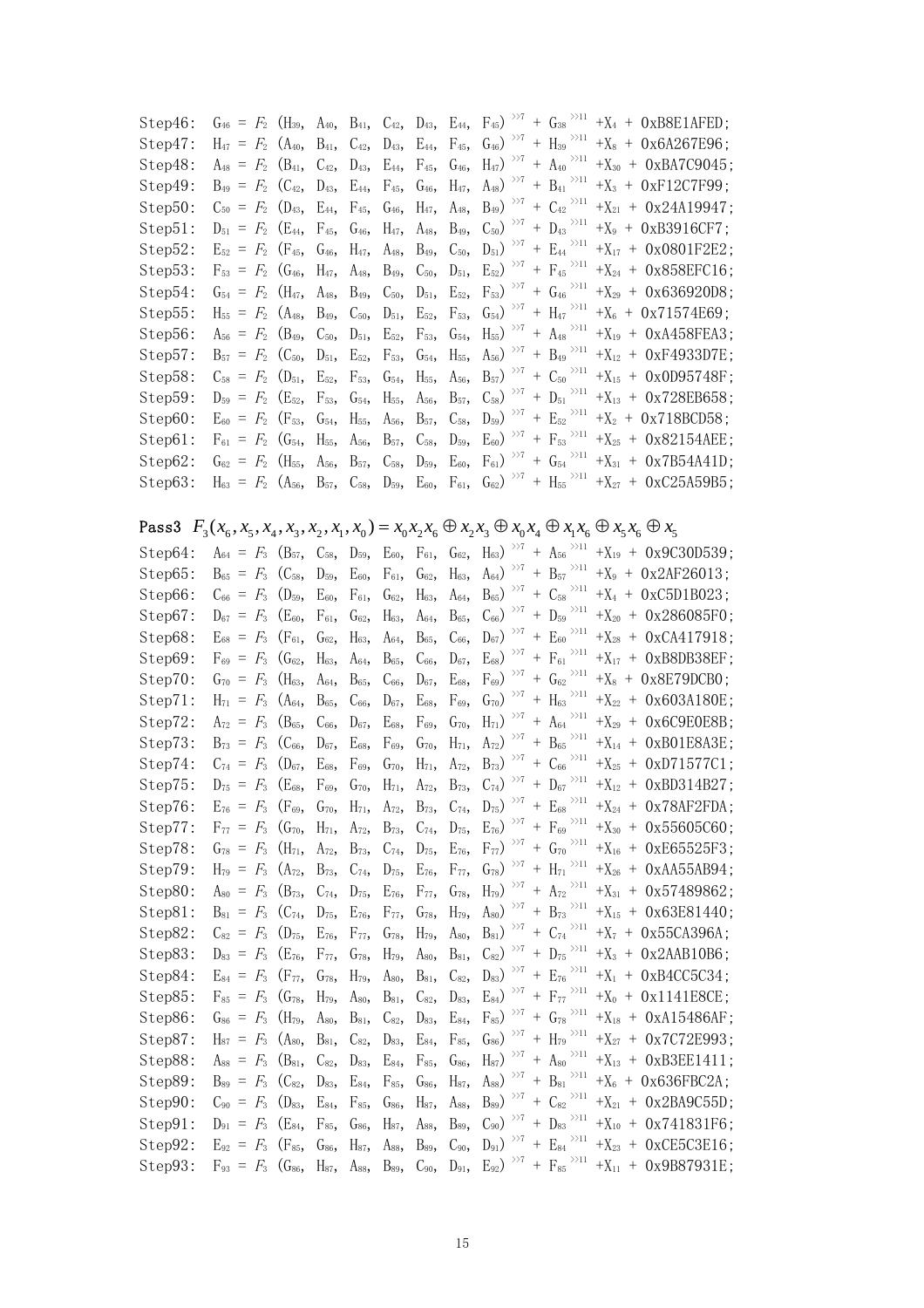Step46: $G_{46} = F_2\,(H_{39},\ A_{40},\ B_{41},\ C_{42},\ D_{43},\ E_{44},\ F_{45})^{\ggg 7} + G_{38}^{\ggg 11} + X_4$ + 0xB8E1AFED;

Step47: $H_{47} = F_2\,(A_{40},\ B_{41},\ C_{42},\ D_{43},\ E_{44},\ F_{45},\ G_{46})^{\ggg 7} + H_{39}^{\ggg 11} + X_8$ + 0x6A267E96;

Step48: $A_{48} = F_2\,(B_{41},\ C_{42},\ D_{43},\ E_{44},\ F_{45},\ G_{46},\ H_{47})^{\ggg 7} + A_{40}^{\ggg 11} + X_{30}$ + 0xBA7C9045;

Step49: $B_{49} = F_2\,(C_{42},\ D_{43},\ E_{44},\ F_{45},\ G_{46},\ H_{47},\ A_{48})^{\ggg 7} + B_{41}^{\ggg 11} + X_3$ + 0xF12C7F99;

Step50: $C_{50} = F_2\,(D_{43},\ E_{44},\ F_{45},\ G_{46},\ H_{47},\ A_{48},\ B_{49})^{\ggg 7} + C_{42}^{\ggg 11} + X_{21}$ + 0x24A19947;

Step51: $D_{51} = F_2\,(E_{44},\ F_{45},\ G_{46},\ H_{47},\ A_{48},\ B_{49},\ C_{50})^{\ggg 7} + D_{43}^{\ggg 11} + X_9$ + 0xB3916CF7;

Step52: $E_{52} = F_2\,(F_{45},\ G_{46},\ H_{47},\ A_{48},\ B_{49},\ C_{50},\ D_{51})^{\ggg 7} + E_{44}^{\ggg 11} + X_{17}$ + 0x0801F2E2;

Step53: $F_{53} = F_2\,(G_{46},\ H_{47},\ A_{48},\ B_{49},\ C_{50},\ D_{51},\ E_{52})^{\ggg 7} + F_{45}^{\ggg 11} + X_{24}$ + 0x858EFC16;

Step54: $G_{54} = F_2\,(H_{47},\ A_{48},\ B_{49},\ C_{50},\ D_{51},\ E_{52},\ F_{53})^{\ggg 7} + G_{46}^{\ggg 11} + X_{29}$ + 0x636920D8;

Step55: $H_{55} = F_2\,(A_{48},\ B_{49},\ C_{50},\ D_{51},\ E_{52},\ F_{53},\ G_{54})^{\ggg 7} + H_{47}^{\ggg 11} + X_6$ + 0x71574E69;

Step56: $A_{56} = F_2\,(B_{49},\ C_{50},\ D_{51},\ E_{52},\ F_{53},\ G_{54},\ H_{55})^{\ggg 7} + A_{48}^{\ggg 11} + X_{19}$ + 0xA458FEA3;

Step57: $B_{57} = F_2\,(C_{50},\ D_{51},\ E_{52},\ F_{53},\ G_{54},\ H_{55},\ A_{56})^{\ggg 7} + B_{49}^{\ggg 11} + X_{12}$ + 0xF4933D7E;

Step58: $C_{58} = F_2\,(D_{51},\ E_{52},\ F_{53},\ G_{54},\ H_{55},\ A_{56},\ B_{57})^{\ggg 7} + C_{50}^{\ggg 11} + X_{15}$ + 0x0D95748F;

Step59: $D_{59} = F_2\,(E_{52},\ F_{53},\ G_{54},\ H_{55},\ A_{56},\ B_{57},\ C_{58})^{\ggg 7} + D_{51}^{\ggg 11} + X_{13}$ + 0x728EB658;

Step60: $E_{60} = F_2\,(F_{53},\ G_{54},\ H_{55},\ A_{56},\ B_{57},\ C_{58},\ D_{59})^{\ggg 7} + E_{52}^{\ggg 11} + X_2$ + 0x718BCD58;

Step61: $F_{61} = F_2\,(G_{54},\ H_{55},\ A_{56},\ B_{57},\ C_{58},\ D_{59},\ E_{60})^{\ggg 7} + F_{53}^{\ggg 11} + X_{25}$ + 0x82154AEE;

Step62: $G_{62} = F_2\,(H_{55},\ A_{56},\ B_{57},\ C_{58},\ D_{59},\ E_{60},\ F_{61})^{\ggg 7} + G_{54}^{\ggg 11} + X_{31}$ + 0x7B54A41D;

Step63: $H_{63} = F_2\,(A_{56},\ B_{57},\ C_{58},\ D_{59},\ E_{60},\ F_{61},\ G_{62})^{\ggg 7} + H_{55}^{\ggg 11} + X_{27}$ + 0xC25A59B5;

**Pass3** $F_3(x_6, x_5, x_4, x_3, x_2, x_1, x_0) = x_0x_2x_6 \oplus x_2x_3 \oplus x_0x_4 \oplus x_1x_6 \oplus x_5x_6 \oplus x_5$

Step64: $A_{64} = F_3\,(B_{57},\ C_{58},\ D_{59},\ E_{60},\ F_{61},\ G_{62},\ H_{63})^{\ggg 7} + A_{56}^{\ggg 11} + X_{19}$ + 0x9C30D539;

Step65: $B_{65} = F_3\,(C_{58},\ D_{59},\ E_{60},\ F_{61},\ G_{62},\ H_{63},\ A_{64})^{\ggg 7} + B_{57}^{\ggg 11} + X_9$ + 0x2AF26013;

Step66: $C_{66} = F_3\,(D_{59},\ E_{60},\ F_{61},\ G_{62},\ H_{63},\ A_{64},\ B_{65})^{\ggg 7} + C_{58}^{\ggg 11} + X_4$ + 0xC5D1B023;

Step67: $D_{67} = F_3\,(E_{60},\ F_{61},\ G_{62},\ H_{63},\ A_{64},\ B_{65},\ C_{66})^{\ggg 7} + D_{59}^{\ggg 11} + X_{20}$ + 0x286085F0;

Step68: $E_{68} = F_3\,(F_{61},\ G_{62},\ H_{63},\ A_{64},\ B_{65},\ C_{66},\ D_{67})^{\ggg 7} + E_{60}^{\ggg 11} + X_{28}$ + 0xCA417918;

Step69: $F_{69} = F_3\,(G_{62},\ H_{63},\ A_{64},\ B_{65},\ C_{66},\ D_{67},\ E_{68})^{\ggg 7} + F_{61}^{\ggg 11} + X_{17}$ + 0xB8DB38EF;

Step70: $G_{70} = F_3\,(H_{63},\ A_{64},\ B_{65},\ C_{66},\ D_{67},\ E_{68},\ F_{69})^{\ggg 7} + G_{62}^{\ggg 11} + X_8$ + 0x8E79DCB0;

Step71: $H_{71} = F_3\,(A_{64},\ B_{65},\ C_{66},\ D_{67},\ E_{68},\ F_{69},\ G_{70})^{\ggg 7} + H_{63}^{\ggg 11} + X_{22}$ + 0x603A180E;

Step72: $A_{72} = F_3\,(B_{65},\ C_{66},\ D_{67},\ E_{68},\ F_{69},\ G_{70},\ H_{71})^{\ggg 7} + A_{64}^{\ggg 11} + X_{29}$ + 0x6C9E0E8B;

Step73: $B_{73} = F_3\,(C_{66},\ D_{67},\ E_{68},\ F_{69},\ G_{70},\ H_{71},\ A_{72})^{\ggg 7} + B_{65}^{\ggg 11} + X_{14}$ + 0xB01E8A3E;

Step74: $C_{74} = F_3\,(D_{67},\ E_{68},\ F_{69},\ G_{70},\ H_{71},\ A_{72},\ B_{73})^{\ggg 7} + C_{66}^{\ggg 11} + X_{25}$ + 0xD71577C1;

Step75: $D_{75} = F_3\,(E_{68},\ F_{69},\ G_{70},\ H_{71},\ A_{72},\ B_{73},\ C_{74})^{\ggg 7} + D_{67}^{\ggg 11} + X_{12}$ + 0xBD314B27;

Step76: $E_{76} = F_3\,(F_{69},\ G_{70},\ H_{71},\ A_{72},\ B_{73},\ C_{74},\ D_{75})^{\ggg 7} + E_{68}^{\ggg 11} + X_{24}$ + 0x78AF2FDA;

Step77: $F_{77} = F_3\,(G_{70},\ H_{71},\ A_{72},\ B_{73},\ C_{74},\ D_{75},\ E_{76})^{\ggg 7} + F_{69}^{\ggg 11} + X_{30}$ + 0x55605C60;

Step78: $G_{78} = F_3\,(H_{71},\ A_{72},\ B_{73},\ C_{74},\ D_{75},\ E_{76},\ F_{77})^{\ggg 7} + G_{70}^{\ggg 11} + X_{16}$ + 0xE65525F3;

Step79: $H_{79} = F_3\,(A_{72},\ B_{73},\ C_{74},\ D_{75},\ E_{76},\ F_{77},\ G_{78})^{\ggg 7} + H_{71}^{\ggg 11} + X_{26}$ + 0xAA55AB94;

Step80: $A_{80} = F_3\,(B_{73},\ C_{74},\ D_{75},\ E_{76},\ F_{77},\ G_{78},\ H_{79})^{\ggg 7} + A_{72}^{\ggg 11} + X_{31}$ + 0x57489862;

Step81: $B_{81} = F_3\,(C_{74},\ D_{75},\ E_{76},\ F_{77},\ G_{78},\ H_{79},\ A_{80})^{\ggg 7} + B_{73}^{\ggg 11} + X_{15}$ + 0x63E81440;

Step82: $C_{82} = F_3\,(D_{75},\ E_{76},\ F_{77},\ G_{78},\ H_{79},\ A_{80},\ B_{81})^{\ggg 7} + C_{74}^{\ggg 11} + X_7$ + 0x55CA396A;

Step83: $D_{83} = F_3\,(E_{76},\ F_{77},\ G_{78},\ H_{79},\ A_{80},\ B_{81},\ C_{82})^{\ggg 7} + D_{75}^{\ggg 11} + X_3$ + 0x2AAB10B6;

Step84: $E_{84} = F_3\,(F_{77},\ G_{78},\ H_{79},\ A_{80},\ B_{81},\ C_{82},\ D_{83})^{\ggg 7} + E_{76}^{\ggg 11} + X_1$ + 0xB4CC5C34;

Step85: $F_{85} = F_3\,(G_{78},\ H_{79},\ A_{80},\ B_{81},\ C_{82},\ D_{83},\ E_{84})^{\ggg 7} + F_{77}^{\ggg 11} + X_0$ + 0x1141E8CE;

Step86: $G_{86} = F_3\,(H_{79},\ A_{80},\ B_{81},\ C_{82},\ D_{83},\ E_{84},\ F_{85})^{\ggg 7} + G_{78}^{\ggg 11} + X_{18}$ + 0xA15486AF;

Step87: $H_{87} = F_3\,(A_{80},\ B_{81},\ C_{82},\ D_{83},\ E_{84},\ F_{85},\ G_{86})^{\ggg 7} + H_{79}^{\ggg 11} + X_{27}$ + 0x7C72E993;

Step88: $A_{88} = F_3\,(B_{81},\ C_{82},\ D_{83},\ E_{84},\ F_{85},\ G_{86},\ H_{87})^{\ggg 7} + A_{80}^{\ggg 11} + X_{13}$ + 0xB3EE1411;

Step89: $B_{89} = F_3\,(C_{82},\ D_{83},\ E_{84},\ F_{85},\ G_{86},\ H_{87},\ A_{88})^{\ggg 7} + B_{81}^{\ggg 11} + X_6$ + 0x636FBC2A;

Step90: $C_{90} = F_3\,(D_{83},\ E_{84},\ F_{85},\ G_{86},\ H_{87},\ A_{88},\ B_{89})^{\ggg 7} + C_{82}^{\ggg 11} + X_{21}$ + 0x2BA9C55D;

Step91: $D_{91} = F_3\,(E_{84},\ F_{85},\ G_{86},\ H_{87},\ A_{88},\ B_{89},\ C_{90})^{\ggg 7} + D_{83}^{\ggg 11} + X_{10}$ + 0x741831F6;

Step92: $E_{92} = F_3\,(F_{85},\ G_{86},\ H_{87},\ A_{88},\ B_{89},\ C_{90},\ D_{91})^{\ggg 7} + E_{84}^{\ggg 11} + X_{23}$ + 0xCE5C3E16;

Step93: $F_{93} = F_3\,(G_{86},\ H_{87},\ A_{88},\ B_{89},\ C_{90},\ D_{91},\ E_{92})^{\ggg 7} + F_{85}^{\ggg 11} + X_{11}$ + 0x9B87931E;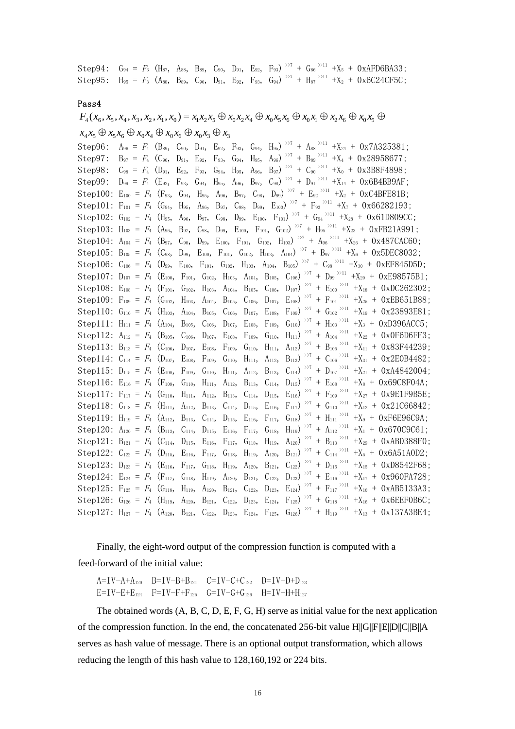Step94: $G_{94} = F_3\ (H_{87},\ A_{88},\ B_{89},\ C_{90},\ D_{91},\ E_{92},\ F_{93})^{\gg 7} + G_{86}^{\gg 11} + X_5 + \text{0xAFD6BA33}$;

Step95: $H_{95} = F_3\ (A_{88},\ B_{89},\ C_{90},\ D_{91},\ E_{92},\ F_{93},\ G_{94})^{\gg 7} + H_{87}^{\gg 11} + X_2 + \text{0x6C24CF5C}$;

**Pass4**

$$F_4(x_6, x_5, x_4, x_3, x_2, x_1, x_0) = x_1x_2x_5 \oplus x_0x_2x_4 \oplus x_0x_5x_6 \oplus x_0x_1 \oplus x_2x_6 \oplus x_0x_5 \oplus x_4x_5 \oplus x_5x_6 \oplus x_0x_4 \oplus x_0x_6 \oplus x_0x_3 \oplus x_3$$

Step96: $A_{96} = F_4\ (B_{89},\ C_{90},\ D_{91},\ E_{92},\ F_{93},\ G_{94},\ H_{95})^{\gg 7} + A_{88}^{\gg 11} + X_{24} + \text{0x7A325381}$;

Step97: $B_{97} = F_4\ (C_{90},\ D_{91},\ E_{92},\ F_{93},\ G_{94},\ H_{95},\ A_{96})^{\gg 7} + B_{89}^{\gg 11} + X_4 + \text{0x28958677}$;

Step98: $C_{98} = F_4\ (D_{91},\ E_{92},\ F_{93},\ G_{94},\ H_{95},\ A_{96},\ B_{97})^{\gg 7} + C_{90}^{\gg 11} + X_0 + \text{0x3B8F4898}$;

Step99: $D_{99} = F_4\ (E_{92},\ F_{93},\ G_{94},\ H_{95},\ A_{96},\ B_{97},\ C_{98})^{\gg 7} + D_{91}^{\gg 11} + X_{14} + \text{0x6B4BB9AF}$;

Step100: $E_{100} = F_4\ (F_{93},\ G_{94},\ H_{95},\ A_{96},\ B_{97},\ C_{98},\ D_{99})^{\gg 7} + E_{92}^{\gg 11} + X_2 + \text{0xC4BFE81B}$;

Step101: $F_{101} = F_4\ (G_{94},\ H_{95},\ A_{96},\ B_{97},\ C_{98},\ D_{99},\ E_{100})^{\gg 7} + F_{93}^{\gg 11} + X_7 + \text{0x66282193}$;

Step102: $G_{102} = F_4\ (H_{95},\ A_{96},\ B_{97},\ C_{98},\ D_{99},\ E_{100},\ F_{101})^{\gg 7} + G_{94}^{\gg 11} + X_{28} + \text{0x61D809CC}$;

Step103: $H_{103} = F_4\ (A_{96},\ B_{97},\ C_{98},\ D_{99},\ E_{100},\ F_{101},\ G_{102})^{\gg 7} + H_{95}^{\gg 11} + X_{23} + \text{0xFB21A991}$;

Step104: $A_{104} = F_4\ (B_{97},\ C_{98},\ D_{99},\ E_{100},\ F_{101},\ G_{102},\ H_{103})^{\gg 7} + A_{96}^{\gg 11} + X_{26} + \text{0x487CAC60}$;

Step105: $B_{105} = F_4\ (C_{98},\ D_{99},\ E_{100},\ F_{101},\ G_{102},\ H_{103},\ A_{104})^{\gg 7} + B_{97}^{\gg 11} + X_6 + \text{0x5DEC8032}$;

Step106: $C_{106} = F_4\ (D_{99},\ E_{100},\ F_{101},\ G_{102},\ H_{103},\ A_{104},\ B_{105})^{\gg 7} + C_{98}^{\gg 11} + X_{30} + \text{0xEF845D5D}$;

Step107: $D_{107} = F_4\ (E_{100},\ F_{101},\ G_{102},\ H_{103},\ A_{104},\ B_{105},\ C_{106})^{\gg 7} + D_{99}^{\gg 11} + X_{20} + \text{0xE98575B1}$;

Step108: $E_{108} = F_4\ (F_{101},\ G_{102},\ H_{103},\ A_{104},\ B_{105},\ C_{106},\ D_{107})^{\gg 7} + E_{100}^{\gg 11} + X_{18} + \text{0xDC262302}$;

Step109: $F_{109} = F_4\ (G_{102},\ H_{103},\ A_{104},\ B_{105},\ C_{106},\ D_{107},\ E_{108})^{\gg 7} + F_{101}^{\gg 11} + X_{25} + \text{0xEB651B88}$;

Step110: $G_{110} = F_4\ (H_{103},\ A_{104},\ B_{105},\ C_{106},\ D_{107},\ E_{108},\ F_{109})^{\gg 7} + G_{102}^{\gg 11} + X_{19} + \text{0x23893E81}$;

Step111: $H_{111} = F_4\ (A_{104},\ B_{105},\ C_{106},\ D_{107},\ E_{108},\ F_{109},\ G_{110})^{\gg 7} + H_{103}^{\gg 11} + X_3 + \text{0xD396ACC5}$;

Step112: $A_{112} = F_4\ (B_{105},\ C_{106},\ D_{107},\ E_{108},\ F_{109},\ G_{110},\ H_{111})^{\gg 7} + A_{104}^{\gg 11} + X_{22} + \text{0x0F6D6FF3}$;

Step113: $B_{113} = F_4\ (C_{106},\ D_{107},\ E_{108},\ F_{109},\ G_{110},\ H_{111},\ A_{112})^{\gg 7} + B_{105}^{\gg 11} + X_{11} + \text{0x83F44239}$;

Step114: $C_{114} = F_4\ (D_{107},\ E_{108},\ F_{109},\ G_{110},\ H_{111},\ A_{112},\ B_{113})^{\gg 7} + C_{106}^{\gg 11} + X_{31} + \text{0x2E0B4482}$;

Step115: $D_{115} = F_4\ (E_{108},\ F_{109},\ G_{110},\ H_{111},\ A_{112},\ B_{113},\ C_{114})^{\gg 7} + D_{107}^{\gg 11} + X_{21} + \text{0xA4842004}$;

Step116: $E_{116} = F_4\ (F_{109},\ G_{110},\ H_{111},\ A_{112},\ B_{113},\ C_{114},\ D_{115})^{\gg 7} + E_{108}^{\gg 11} + X_8 + \text{0x69C8F04A}$;

Step117: $F_{117} = F_4\ (G_{110},\ H_{111},\ A_{112},\ B_{113},\ C_{114},\ D_{115},\ E_{116})^{\gg 7} + F_{109}^{\gg 11} + X_{27} + \text{0x9E1F9B5E}$;

Step118: $G_{118} = F_4\ (H_{111},\ A_{112},\ B_{113},\ C_{114},\ D_{115},\ E_{116},\ F_{117})^{\gg 7} + G_{110}^{\gg 11} + X_{12} + \text{0x21C66842}$;

Step119: $H_{119} = F_4\ (A_{112},\ B_{113},\ C_{114},\ D_{115},\ E_{116},\ F_{117},\ G_{118})^{\gg 7} + H_{111}^{\gg 11} + X_9 + \text{0xF6E96C9A}$;

Step120: $A_{120} = F_4\ (B_{113},\ C_{114},\ D_{115},\ E_{116},\ F_{117},\ G_{118},\ H_{119})^{\gg 7} + A_{112}^{\gg 11} + X_1 + \text{0x670C9C61}$;

Step121: $B_{121} = F_4\ (C_{114},\ D_{115},\ E_{116},\ F_{117},\ G_{118},\ H_{119},\ A_{120})^{\gg 7} + B_{113}^{\gg 11} + X_{29} + \text{0xABD388F0}$;

Step122: $C_{122} = F_4\ (D_{115},\ E_{116},\ F_{117},\ G_{118},\ H_{119},\ A_{120},\ B_{121})^{\gg 7} + C_{114}^{\gg 11} + X_5 + \text{0x6A51A0D2}$;

Step123: $D_{123} = F_4\ (E_{116},\ F_{117},\ G_{118},\ H_{119},\ A_{120},\ B_{121},\ C_{122})^{\gg 7} + D_{115}^{\gg 11} + X_{15} + \text{0xD8542F68}$;

Step124: $E_{124} = F_4\ (F_{117},\ G_{118},\ H_{119},\ A_{120},\ B_{121},\ C_{122},\ D_{123})^{\gg 7} + E_{116}^{\gg 11} + X_{17} + \text{0x960FA728}$;

Step125: $F_{125} = F_4\ (G_{118},\ H_{119},\ A_{120},\ B_{121},\ C_{122},\ D_{123},\ E_{124})^{\gg 7} + F_{117}^{\gg 11} + X_{10} + \text{0xAB5133A3}$;

Step126: $G_{126} = F_4\ (H_{119},\ A_{120},\ B_{121},\ C_{122},\ D_{123},\ E_{124},\ F_{125})^{\gg 7} + G_{118}^{\gg 11} + X_{16} + \text{0x6EEF0B6C}$;

Step127: $H_{127} = F_4\ (A_{120},\ B_{121},\ C_{122},\ D_{123},\ E_{124},\ F_{125},\ G_{126})^{\gg 7} + H_{119}^{\gg 11} + X_{13} + \text{0x137A3BE4}$;

Finally, the eight-word output of the compression function is computed with a feed-forward of the initial value:

$A=IV\text{-}A+A_{120}$ $B=IV\text{-}B+B_{121}$ $C=IV\text{-}C+C_{122}$ $D=IV\text{-}D+D_{123}$

$E=IV\text{-}E+E_{124}$ $F=IV\text{-}F+F_{125}$ $G=IV\text{-}G+G_{126}$ $H=IV\text{-}H+H_{127}$

The obtained words (A, B, C, D, E, F, G, H) serve as initial value for the next application of the compression function. In the end, the concatenated 256-bit value H||G||F||E||D||C||B||A serves as hash value of message. There is an optional output transformation, which allows reducing the length of this hash value to 128,160,192 or 224 bits.